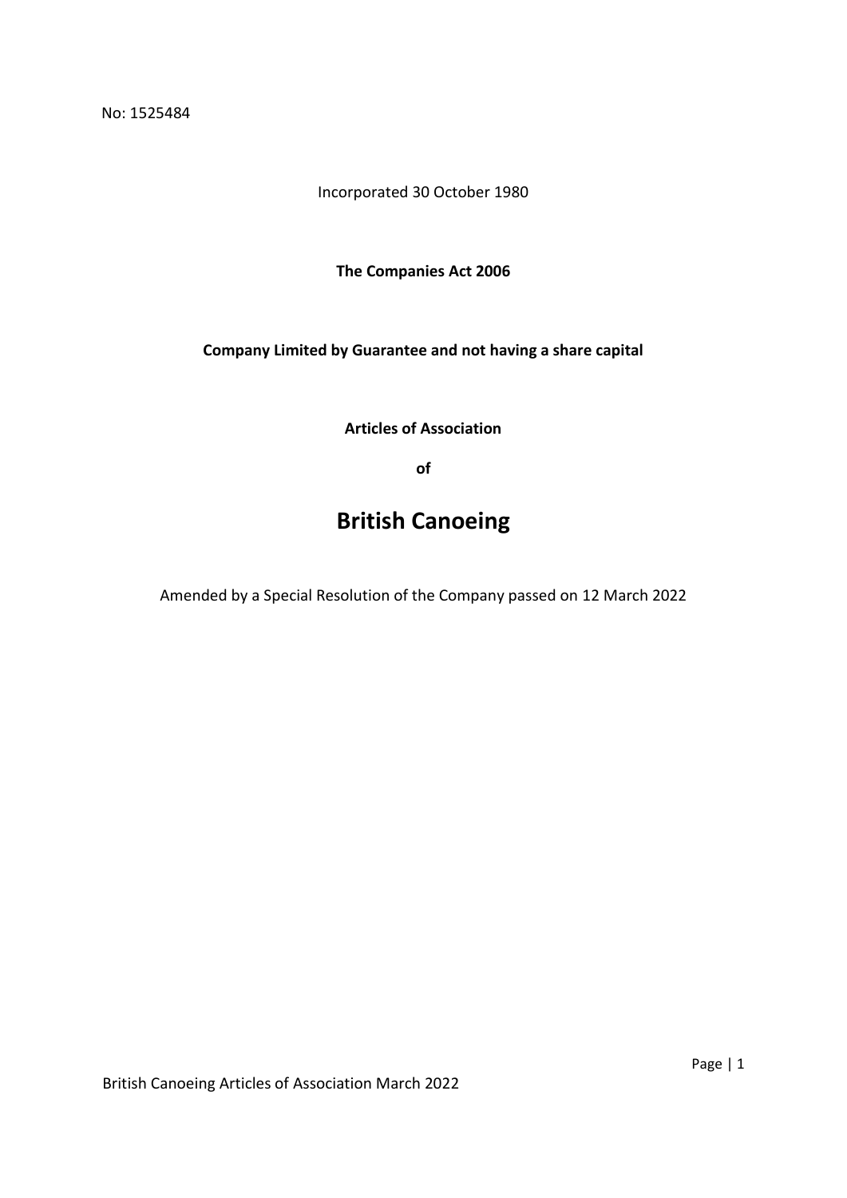No: 1525484

Incorporated 30 October 1980

**The Companies Act 2006**

**Company Limited by Guarantee and not having a share capital**

**Articles of Association**

**of**

# British Canoeing

Amended by a Special Resolution of the Company passed on 12 March 2022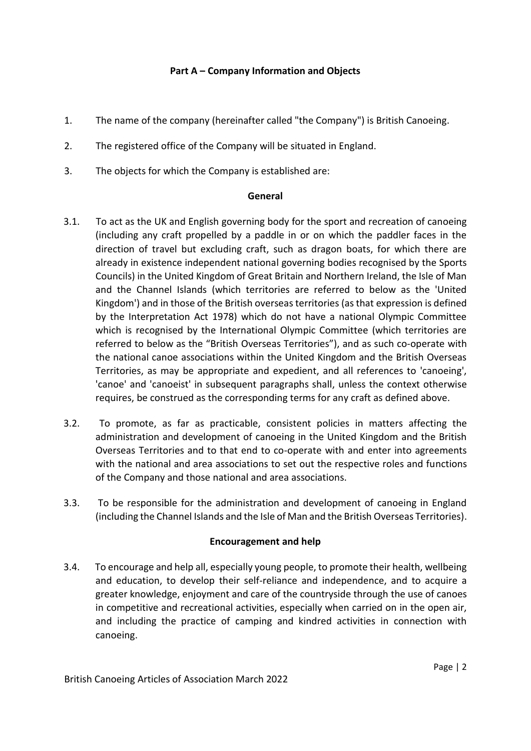## Part A – Company Information and Objects

1. The name of the company (hereinafter called "the Company") is British Canoeing.

2. The registered office of the Company will be situated in England.

3. The objects for which the Company is established are:

**General**

3.1. To act as the UK and English governing body for the sport and recreation of canoeing (including any craft propelled by a paddle in or on which the paddler faces in the direction of travel but excluding craft, such as dragon boats, for which there are already in existence independent national governing bodies recognised by the Sports Councils) in the United Kingdom of Great Britain and Northern Ireland, the Isle of Man and the Channel Islands (which territories are referred to below as the 'United Kingdom') and in those of the British overseas territories (as that expression is defined by the Interpretation Act 1978) which do not have a national Olympic Committee which is recognised by the International Olympic Committee (which territories are referred to below as the "British Overseas Territories"), and as such co-operate with the national canoe associations within the United Kingdom and the British Overseas Territories, as may be appropriate and expedient, and all references to 'canoeing', 'canoe' and 'canoeist' in subsequent paragraphs shall, unless the context otherwise requires, be construed as the corresponding terms for any craft as defined above.

3.2. To promote, as far as practicable, consistent policies in matters affecting the administration and development of canoeing in the United Kingdom and the British Overseas Territories and to that end to co-operate with and enter into agreements with the national and area associations to set out the respective roles and functions of the Company and those national and area associations.

3.3. To be responsible for the administration and development of canoeing in England (including the Channel Islands and the Isle of Man and the British Overseas Territories).

**Encouragement and help**

3.4. To encourage and help all, especially young people, to promote their health, wellbeing and education, to develop their self-reliance and independence, and to acquire a greater knowledge, enjoyment and care of the countryside through the use of canoes in competitive and recreational activities, especially when carried on in the open air, and including the practice of camping and kindred activities in connection with canoeing.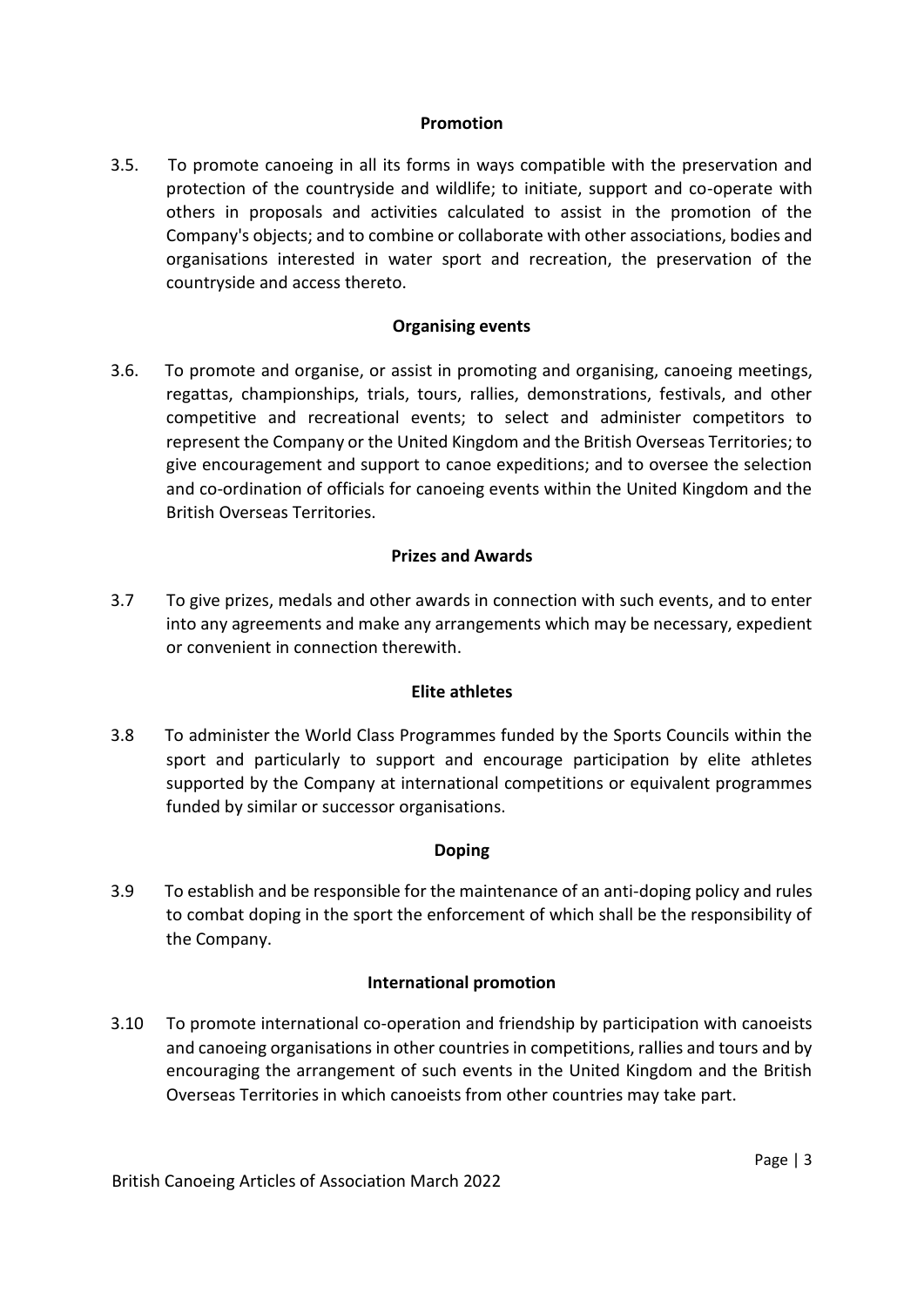**Promotion**

3.5. To promote canoeing in all its forms in ways compatible with the preservation and protection of the countryside and wildlife; to initiate, support and co-operate with others in proposals and activities calculated to assist in the promotion of the Company's objects; and to combine or collaborate with other associations, bodies and organisations interested in water sport and recreation, the preservation of the countryside and access thereto.

**Organising events**

3.6. To promote and organise, or assist in promoting and organising, canoeing meetings, regattas, championships, trials, tours, rallies, demonstrations, festivals, and other competitive and recreational events; to select and administer competitors to represent the Company or the United Kingdom and the British Overseas Territories; to give encouragement and support to canoe expeditions; and to oversee the selection and co-ordination of officials for canoeing events within the United Kingdom and the British Overseas Territories.

**Prizes and Awards**

3.7 To give prizes, medals and other awards in connection with such events, and to enter into any agreements and make any arrangements which may be necessary, expedient or convenient in connection therewith.

**Elite athletes**

3.8 To administer the World Class Programmes funded by the Sports Councils within the sport and particularly to support and encourage participation by elite athletes supported by the Company at international competitions or equivalent programmes funded by similar or successor organisations.

**Doping**

3.9 To establish and be responsible for the maintenance of an anti-doping policy and rules to combat doping in the sport the enforcement of which shall be the responsibility of the Company.

**International promotion**

3.10 To promote international co-operation and friendship by participation with canoeists and canoeing organisations in other countries in competitions, rallies and tours and by encouraging the arrangement of such events in the United Kingdom and the British Overseas Territories in which canoeists from other countries may take part.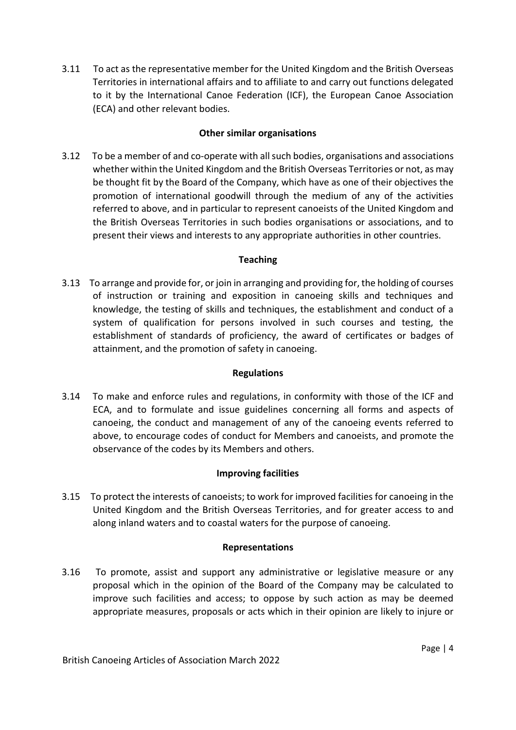3.11 To act as the representative member for the United Kingdom and the British Overseas Territories in international affairs and to affiliate to and carry out functions delegated to it by the International Canoe Federation (ICF), the European Canoe Association (ECA) and other relevant bodies.

**Other similar organisations**

3.12 To be a member of and co-operate with all such bodies, organisations and associations whether within the United Kingdom and the British Overseas Territories or not, as may be thought fit by the Board of the Company, which have as one of their objectives the promotion of international goodwill through the medium of any of the activities referred to above, and in particular to represent canoeists of the United Kingdom and the British Overseas Territories in such bodies organisations or associations, and to present their views and interests to any appropriate authorities in other countries.

**Teaching**

3.13 To arrange and provide for, or join in arranging and providing for, the holding of courses of instruction or training and exposition in canoeing skills and techniques and knowledge, the testing of skills and techniques, the establishment and conduct of a system of qualification for persons involved in such courses and testing, the establishment of standards of proficiency, the award of certificates or badges of attainment, and the promotion of safety in canoeing.

**Regulations**

3.14 To make and enforce rules and regulations, in conformity with those of the ICF and ECA, and to formulate and issue guidelines concerning all forms and aspects of canoeing, the conduct and management of any of the canoeing events referred to above, to encourage codes of conduct for Members and canoeists, and promote the observance of the codes by its Members and others.

**Improving facilities**

3.15 To protect the interests of canoeists; to work for improved facilities for canoeing in the United Kingdom and the British Overseas Territories, and for greater access to and along inland waters and to coastal waters for the purpose of canoeing.

**Representations**

3.16 To promote, assist and support any administrative or legislative measure or any proposal which in the opinion of the Board of the Company may be calculated to improve such facilities and access; to oppose by such action as may be deemed appropriate measures, proposals or acts which in their opinion are likely to injure or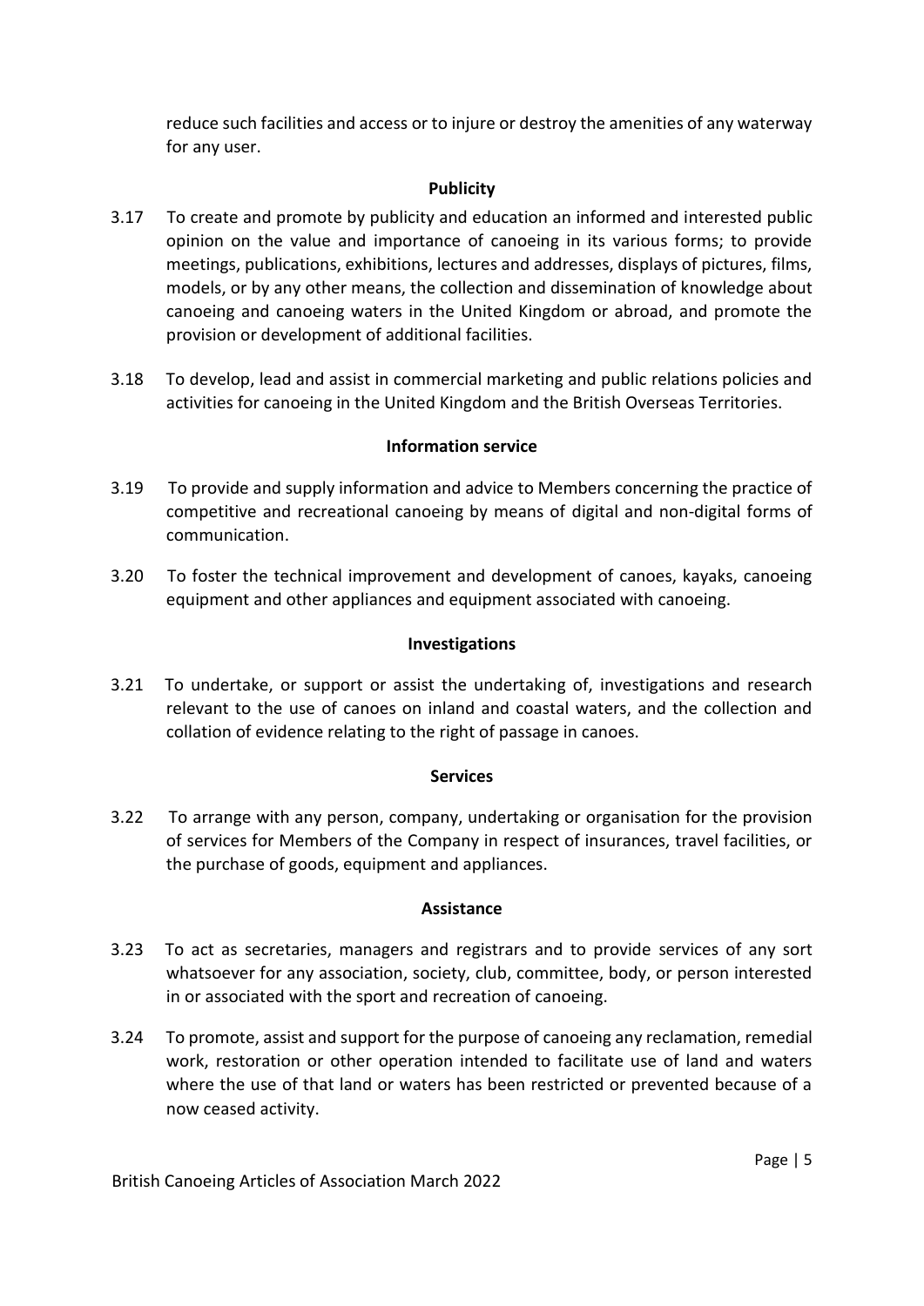reduce such facilities and access or to injure or destroy the amenities of any waterway for any user.

**Publicity**

3.17 To create and promote by publicity and education an informed and interested public opinion on the value and importance of canoeing in its various forms; to provide meetings, publications, exhibitions, lectures and addresses, displays of pictures, films, models, or by any other means, the collection and dissemination of knowledge about canoeing and canoeing waters in the United Kingdom or abroad, and promote the provision or development of additional facilities.

3.18 To develop, lead and assist in commercial marketing and public relations policies and activities for canoeing in the United Kingdom and the British Overseas Territories.

**Information service**

3.19 To provide and supply information and advice to Members concerning the practice of competitive and recreational canoeing by means of digital and non-digital forms of communication.

3.20 To foster the technical improvement and development of canoes, kayaks, canoeing equipment and other appliances and equipment associated with canoeing.

**Investigations**

3.21 To undertake, or support or assist the undertaking of, investigations and research relevant to the use of canoes on inland and coastal waters, and the collection and collation of evidence relating to the right of passage in canoes.

**Services**

3.22 To arrange with any person, company, undertaking or organisation for the provision of services for Members of the Company in respect of insurances, travel facilities, or the purchase of goods, equipment and appliances.

**Assistance**

3.23 To act as secretaries, managers and registrars and to provide services of any sort whatsoever for any association, society, club, committee, body, or person interested in or associated with the sport and recreation of canoeing.

3.24 To promote, assist and support for the purpose of canoeing any reclamation, remedial work, restoration or other operation intended to facilitate use of land and waters where the use of that land or waters has been restricted or prevented because of a now ceased activity.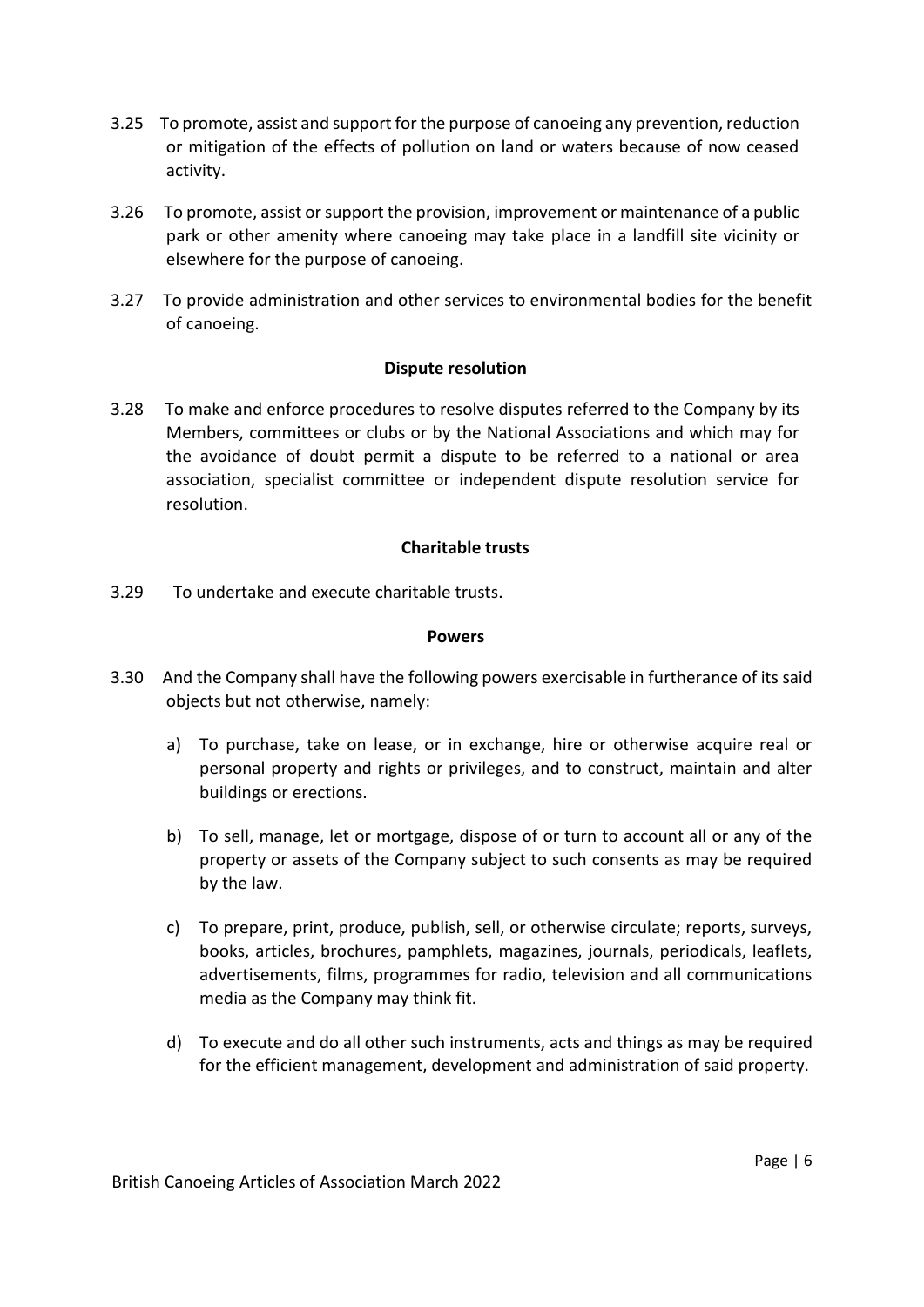3.25 To promote, assist and support for the purpose of canoeing any prevention, reduction or mitigation of the effects of pollution on land or waters because of now ceased activity.

3.26 To promote, assist or support the provision, improvement or maintenance of a public park or other amenity where canoeing may take place in a landfill site vicinity or elsewhere for the purpose of canoeing.

3.27 To provide administration and other services to environmental bodies for the benefit of canoeing.

**Dispute resolution**

3.28 To make and enforce procedures to resolve disputes referred to the Company by its Members, committees or clubs or by the National Associations and which may for the avoidance of doubt permit a dispute to be referred to a national or area association, specialist committee or independent dispute resolution service for resolution.

**Charitable trusts**

3.29 To undertake and execute charitable trusts.

**Powers**

3.30 And the Company shall have the following powers exercisable in furtherance of its said objects but not otherwise, namely:

a) To purchase, take on lease, or in exchange, hire or otherwise acquire real or personal property and rights or privileges, and to construct, maintain and alter buildings or erections.

b) To sell, manage, let or mortgage, dispose of or turn to account all or any of the property or assets of the Company subject to such consents as may be required by the law.

c) To prepare, print, produce, publish, sell, or otherwise circulate; reports, surveys, books, articles, brochures, pamphlets, magazines, journals, periodicals, leaflets, advertisements, films, programmes for radio, television and all communications media as the Company may think fit.

d) To execute and do all other such instruments, acts and things as may be required for the efficient management, development and administration of said property.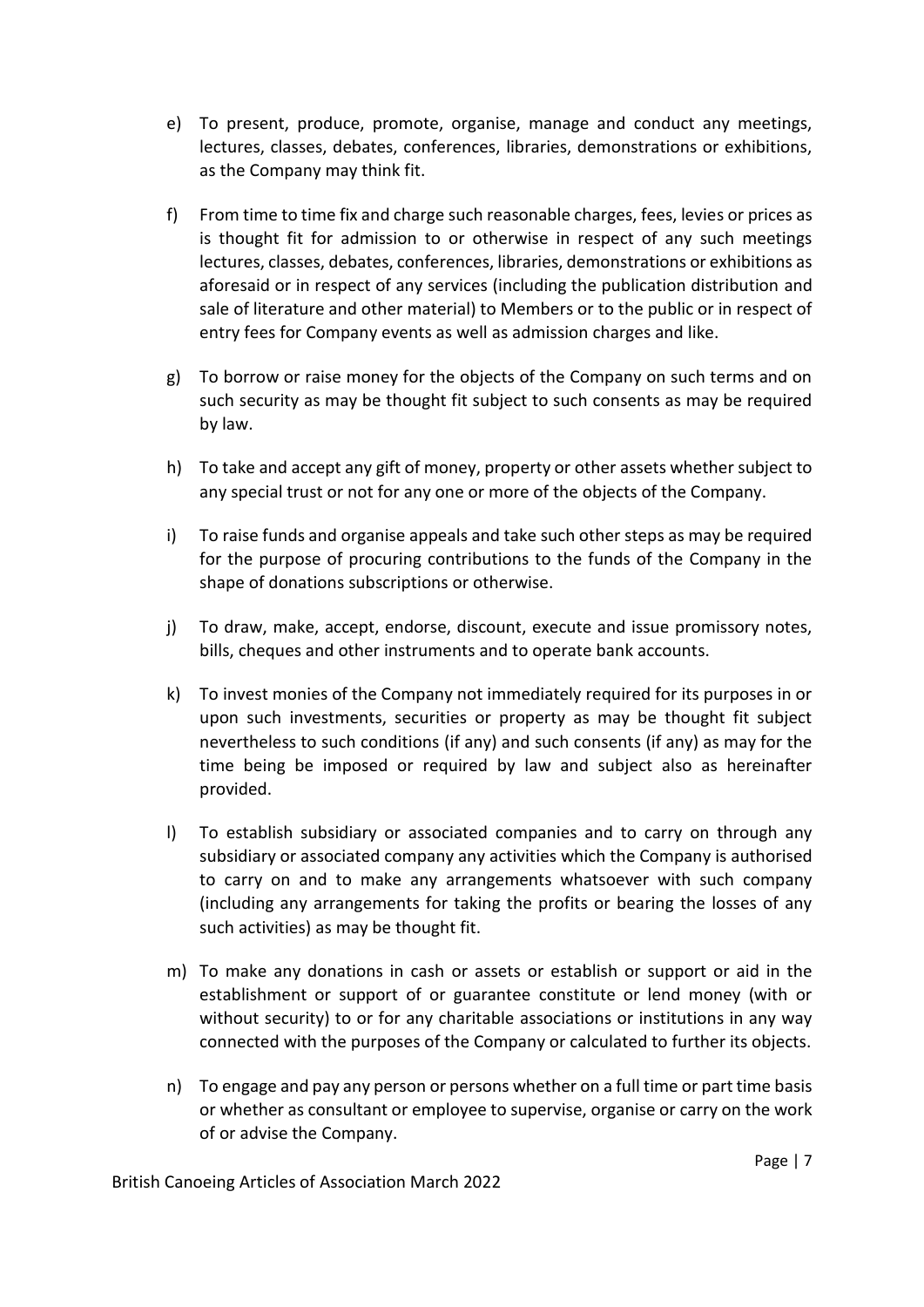e) To present, produce, promote, organise, manage and conduct any meetings, lectures, classes, debates, conferences, libraries, demonstrations or exhibitions, as the Company may think fit.

f) From time to time fix and charge such reasonable charges, fees, levies or prices as is thought fit for admission to or otherwise in respect of any such meetings lectures, classes, debates, conferences, libraries, demonstrations or exhibitions as aforesaid or in respect of any services (including the publication distribution and sale of literature and other material) to Members or to the public or in respect of entry fees for Company events as well as admission charges and like.

g) To borrow or raise money for the objects of the Company on such terms and on such security as may be thought fit subject to such consents as may be required by law.

h) To take and accept any gift of money, property or other assets whether subject to any special trust or not for any one or more of the objects of the Company.

i) To raise funds and organise appeals and take such other steps as may be required for the purpose of procuring contributions to the funds of the Company in the shape of donations subscriptions or otherwise.

j) To draw, make, accept, endorse, discount, execute and issue promissory notes, bills, cheques and other instruments and to operate bank accounts.

k) To invest monies of the Company not immediately required for its purposes in or upon such investments, securities or property as may be thought fit subject nevertheless to such conditions (if any) and such consents (if any) as may for the time being be imposed or required by law and subject also as hereinafter provided.

l) To establish subsidiary or associated companies and to carry on through any subsidiary or associated company any activities which the Company is authorised to carry on and to make any arrangements whatsoever with such company (including any arrangements for taking the profits or bearing the losses of any such activities) as may be thought fit.

m) To make any donations in cash or assets or establish or support or aid in the establishment or support of or guarantee constitute or lend money (with or without security) to or for any charitable associations or institutions in any way connected with the purposes of the Company or calculated to further its objects.

n) To engage and pay any person or persons whether on a full time or part time basis or whether as consultant or employee to supervise, organise or carry on the work of or advise the Company.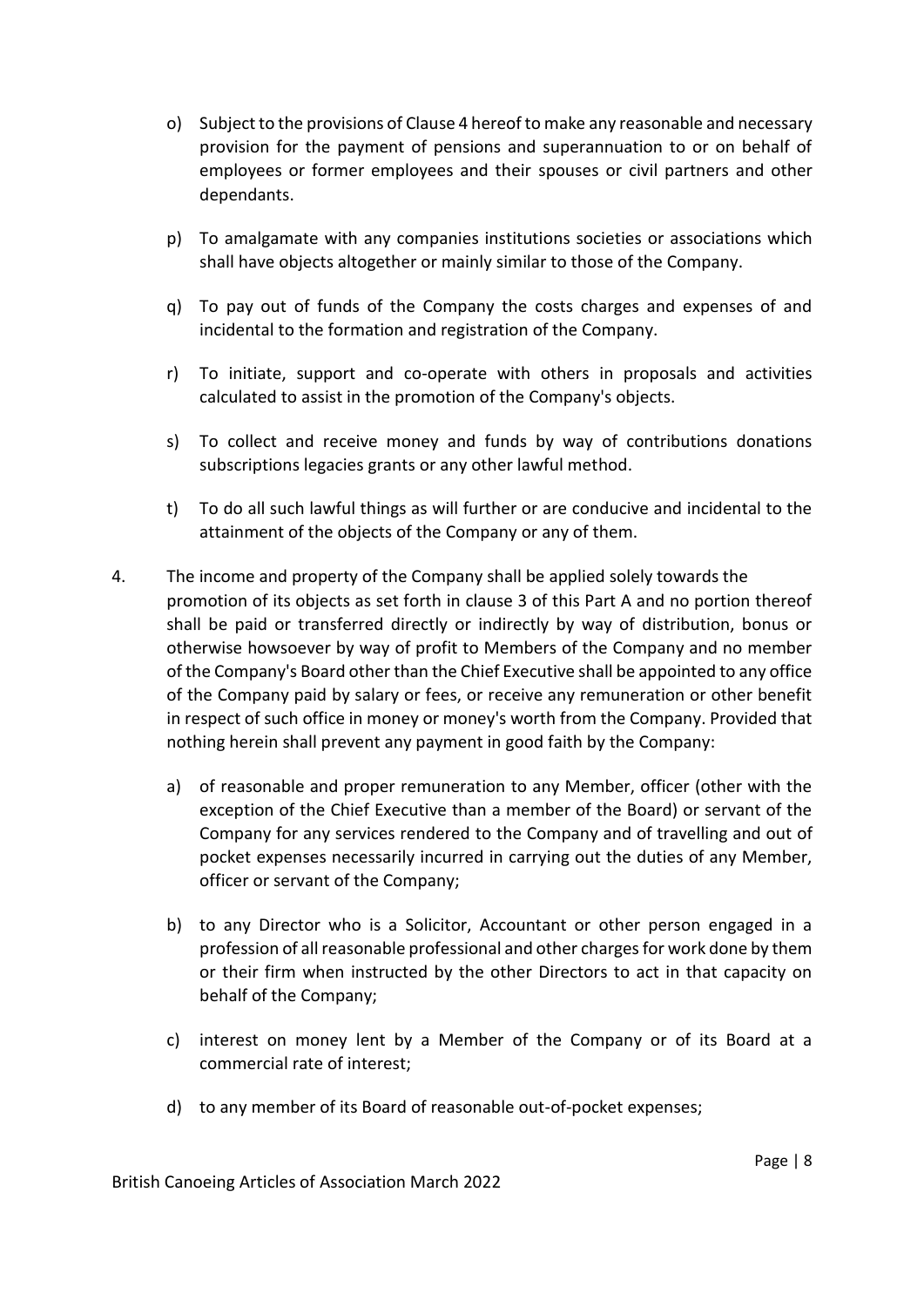o) Subject to the provisions of Clause 4 hereof to make any reasonable and necessary provision for the payment of pensions and superannuation to or on behalf of employees or former employees and their spouses or civil partners and other dependants.

p) To amalgamate with any companies institutions societies or associations which shall have objects altogether or mainly similar to those of the Company.

q) To pay out of funds of the Company the costs charges and expenses of and incidental to the formation and registration of the Company.

r) To initiate, support and co-operate with others in proposals and activities calculated to assist in the promotion of the Company's objects.

s) To collect and receive money and funds by way of contributions donations subscriptions legacies grants or any other lawful method.

t) To do all such lawful things as will further or are conducive and incidental to the attainment of the objects of the Company or any of them.

4. The income and property of the Company shall be applied solely towards the promotion of its objects as set forth in clause 3 of this Part A and no portion thereof shall be paid or transferred directly or indirectly by way of distribution, bonus or otherwise howsoever by way of profit to Members of the Company and no member of the Company's Board other than the Chief Executive shall be appointed to any office of the Company paid by salary or fees, or receive any remuneration or other benefit in respect of such office in money or money's worth from the Company. Provided that nothing herein shall prevent any payment in good faith by the Company:

   a) of reasonable and proper remuneration to any Member, officer (other with the exception of the Chief Executive than a member of the Board) or servant of the Company for any services rendered to the Company and of travelling and out of pocket expenses necessarily incurred in carrying out the duties of any Member, officer or servant of the Company;

   b) to any Director who is a Solicitor, Accountant or other person engaged in a profession of all reasonable professional and other charges for work done by them or their firm when instructed by the other Directors to act in that capacity on behalf of the Company;

   c) interest on money lent by a Member of the Company or of its Board at a commercial rate of interest;

   d) to any member of its Board of reasonable out-of-pocket expenses;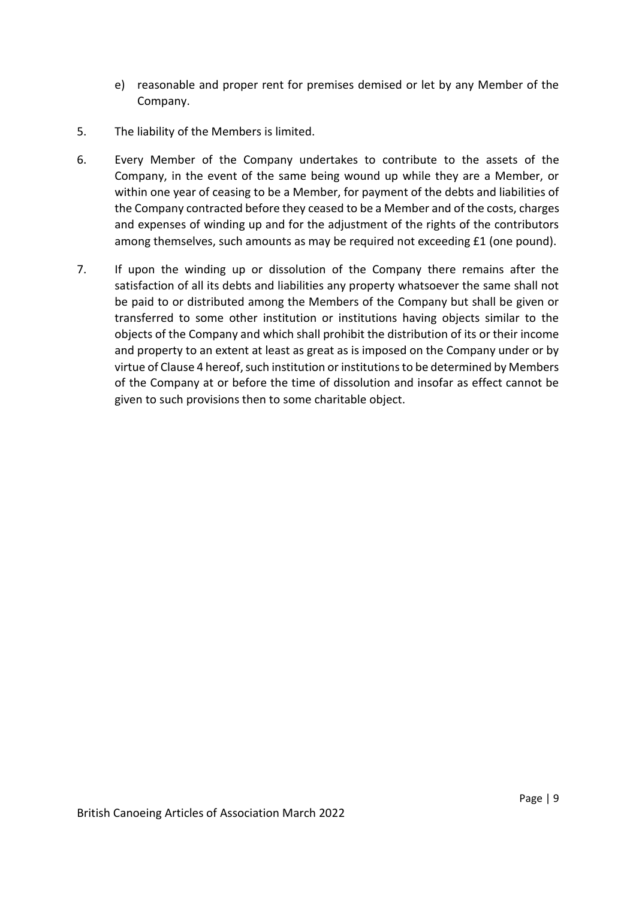e) reasonable and proper rent for premises demised or let by any Member of the Company.

5. The liability of the Members is limited.

6. Every Member of the Company undertakes to contribute to the assets of the Company, in the event of the same being wound up while they are a Member, or within one year of ceasing to be a Member, for payment of the debts and liabilities of the Company contracted before they ceased to be a Member and of the costs, charges and expenses of winding up and for the adjustment of the rights of the contributors among themselves, such amounts as may be required not exceeding £1 (one pound).

7. If upon the winding up or dissolution of the Company there remains after the satisfaction of all its debts and liabilities any property whatsoever the same shall not be paid to or distributed among the Members of the Company but shall be given or transferred to some other institution or institutions having objects similar to the objects of the Company and which shall prohibit the distribution of its or their income and property to an extent at least as great as is imposed on the Company under or by virtue of Clause 4 hereof, such institution or institutions to be determined by Members of the Company at or before the time of dissolution and insofar as effect cannot be given to such provisions then to some charitable object.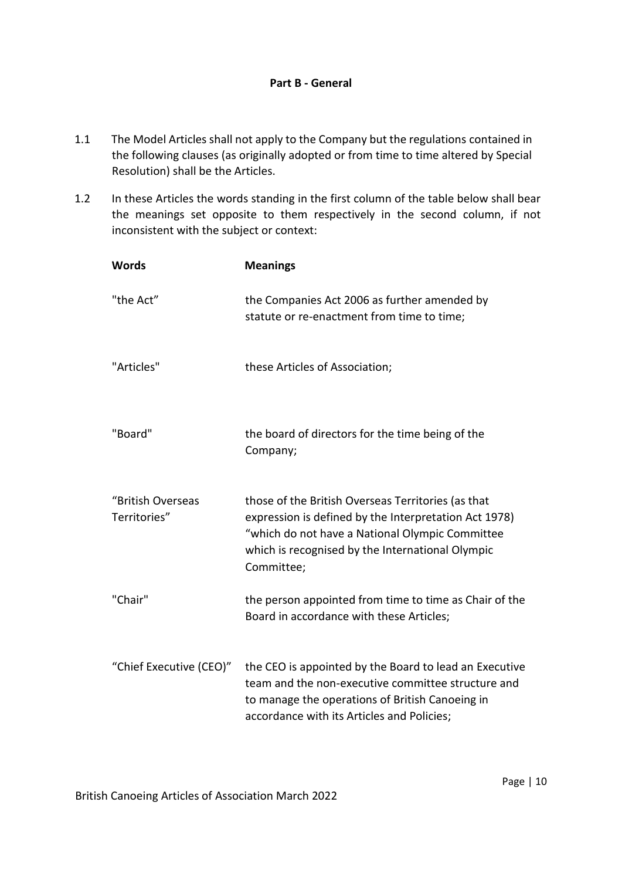**Part B - General**

1.1 The Model Articles shall not apply to the Company but the regulations contained in the following clauses (as originally adopted or from time to time altered by Special Resolution) shall be the Articles.

1.2 In these Articles the words standing in the first column of the table below shall bear the meanings set opposite to them respectively in the second column, if not inconsistent with the subject or context:

| Words | Meanings |
|---|---|
| "the Act" | the Companies Act 2006 as further amended by statute or re-enactment from time to time; |
| "Articles" | these Articles of Association; |
| "Board" | the board of directors for the time being of the Company; |
| "British Overseas Territories" | those of the British Overseas Territories (as that expression is defined by the Interpretation Act 1978) "which do not have a National Olympic Committee which is recognised by the International Olympic Committee; |
| "Chair" | the person appointed from time to time as Chair of the Board in accordance with these Articles; |
| "Chief Executive (CEO)" | the CEO is appointed by the Board to lead an Executive team and the non-executive committee structure and to manage the operations of British Canoeing in accordance with its Articles and Policies; |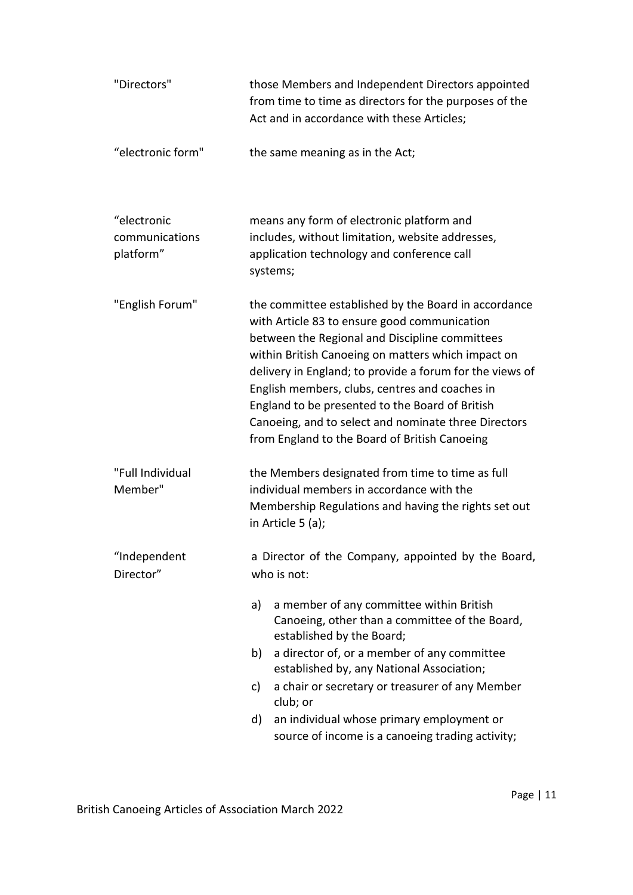| | |
|---|---|
| "Directors" | those Members and Independent Directors appointed from time to time as directors for the purposes of the Act and in accordance with these Articles; |
| "electronic form" | the same meaning as in the Act; |
| "electronic communications platform" | means any form of electronic platform and includes, without limitation, website addresses, application technology and conference call systems; |
| "English Forum" | the committee established by the Board in accordance with Article 83 to ensure good communication between the Regional and Discipline committees within British Canoeing on matters which impact on delivery in England; to provide a forum for the views of English members, clubs, centres and coaches in England to be presented to the Board of British Canoeing, and to select and nominate three Directors from England to the Board of British Canoeing |
| "Full Individual Member" | the Members designated from time to time as full individual members in accordance with the Membership Regulations and having the rights set out in Article 5 (a); |
| "Independent Director" | a Director of the Company, appointed by the Board, who is not:<br>a) a member of any committee within British Canoeing, other than a committee of the Board, established by the Board;<br>b) a director of, or a member of any committee established by, any National Association;<br>c) a chair or secretary or treasurer of any Member club; or<br>d) an individual whose primary employment or source of income is a canoeing trading activity; |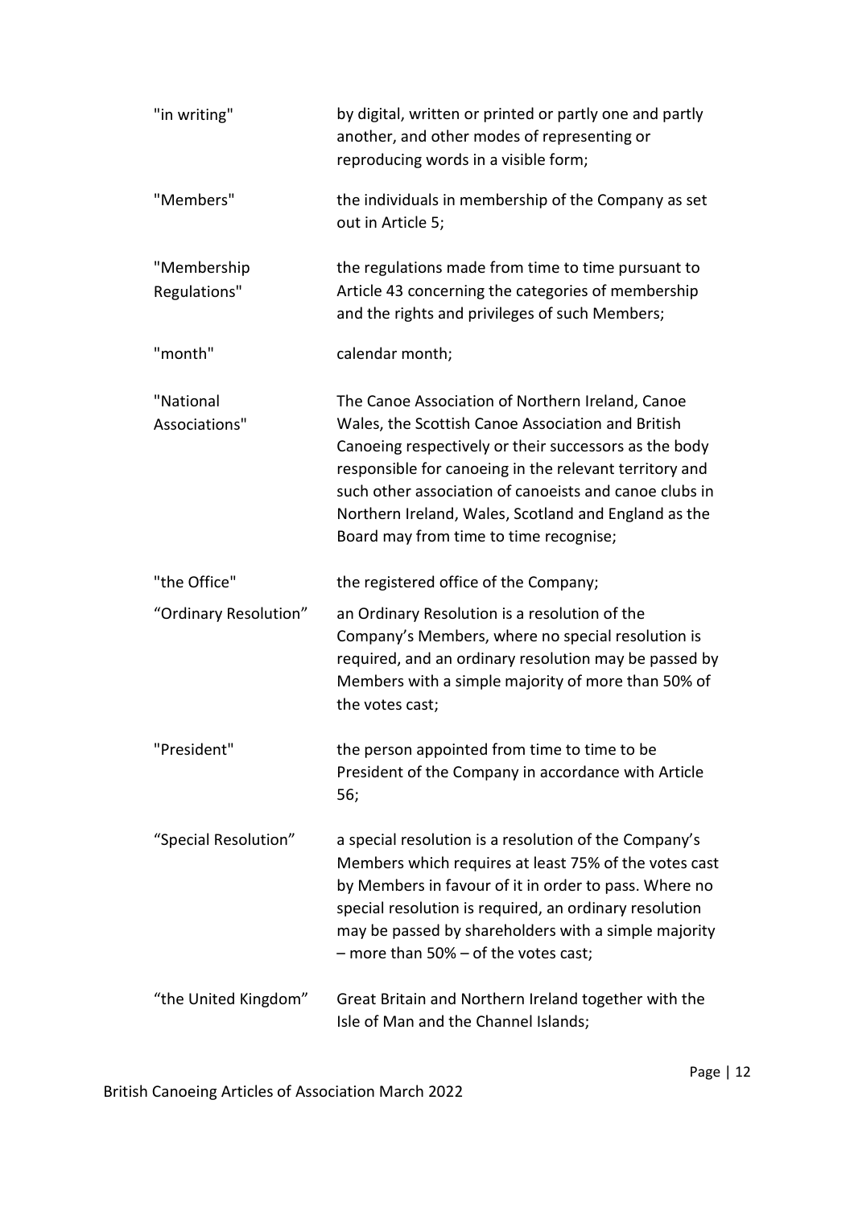| | |
|---|---|
| "in writing" | by digital, written or printed or partly one and partly another, and other modes of representing or reproducing words in a visible form; |
| "Members" | the individuals in membership of the Company as set out in Article 5; |
| "Membership Regulations" | the regulations made from time to time pursuant to Article 43 concerning the categories of membership and the rights and privileges of such Members; |
| "month" | calendar month; |
| "National Associations" | The Canoe Association of Northern Ireland, Canoe Wales, the Scottish Canoe Association and British Canoeing respectively or their successors as the body responsible for canoeing in the relevant territory and such other association of canoeists and canoe clubs in Northern Ireland, Wales, Scotland and England as the Board may from time to time recognise; |
| "the Office" | the registered office of the Company; |
| "Ordinary Resolution" | an Ordinary Resolution is a resolution of the Company's Members, where no special resolution is required, and an ordinary resolution may be passed by Members with a simple majority of more than 50% of the votes cast; |
| "President" | the person appointed from time to time to be President of the Company in accordance with Article 56; |
| "Special Resolution" | a special resolution is a resolution of the Company's Members which requires at least 75% of the votes cast by Members in favour of it in order to pass. Where no special resolution is required, an ordinary resolution may be passed by shareholders with a simple majority – more than 50% – of the votes cast; |
| "the United Kingdom" | Great Britain and Northern Ireland together with the Isle of Man and the Channel Islands; |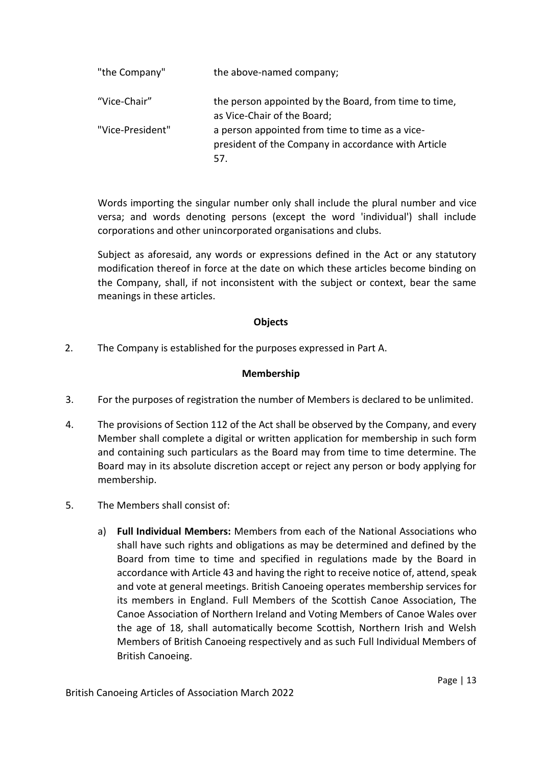| | |
|---|---|
| "the Company" | the above-named company; |
| "Vice-Chair" | the person appointed by the Board, from time to time, as Vice-Chair of the Board; |
| "Vice-President" | a person appointed from time to time as a vice-president of the Company in accordance with Article 57. |

Words importing the singular number only shall include the plural number and vice versa; and words denoting persons (except the word 'individual') shall include corporations and other unincorporated organisations and clubs.

Subject as aforesaid, any words or expressions defined in the Act or any statutory modification thereof in force at the date on which these articles become binding on the Company, shall, if not inconsistent with the subject or context, bear the same meanings in these articles.

**Objects**

2. The Company is established for the purposes expressed in Part A.

**Membership**

3. For the purposes of registration the number of Members is declared to be unlimited.

4. The provisions of Section 112 of the Act shall be observed by the Company, and every Member shall complete a digital or written application for membership in such form and containing such particulars as the Board may from time to time determine. The Board may in its absolute discretion accept or reject any person or body applying for membership.

5. The Members shall consist of:

   a) **Full Individual Members:** Members from each of the National Associations who shall have such rights and obligations as may be determined and defined by the Board from time to time and specified in regulations made by the Board in accordance with Article 43 and having the right to receive notice of, attend, speak and vote at general meetings. British Canoeing operates membership services for its members in England. Full Members of the Scottish Canoe Association, The Canoe Association of Northern Ireland and Voting Members of Canoe Wales over the age of 18, shall automatically become Scottish, Northern Irish and Welsh Members of British Canoeing respectively and as such Full Individual Members of British Canoeing.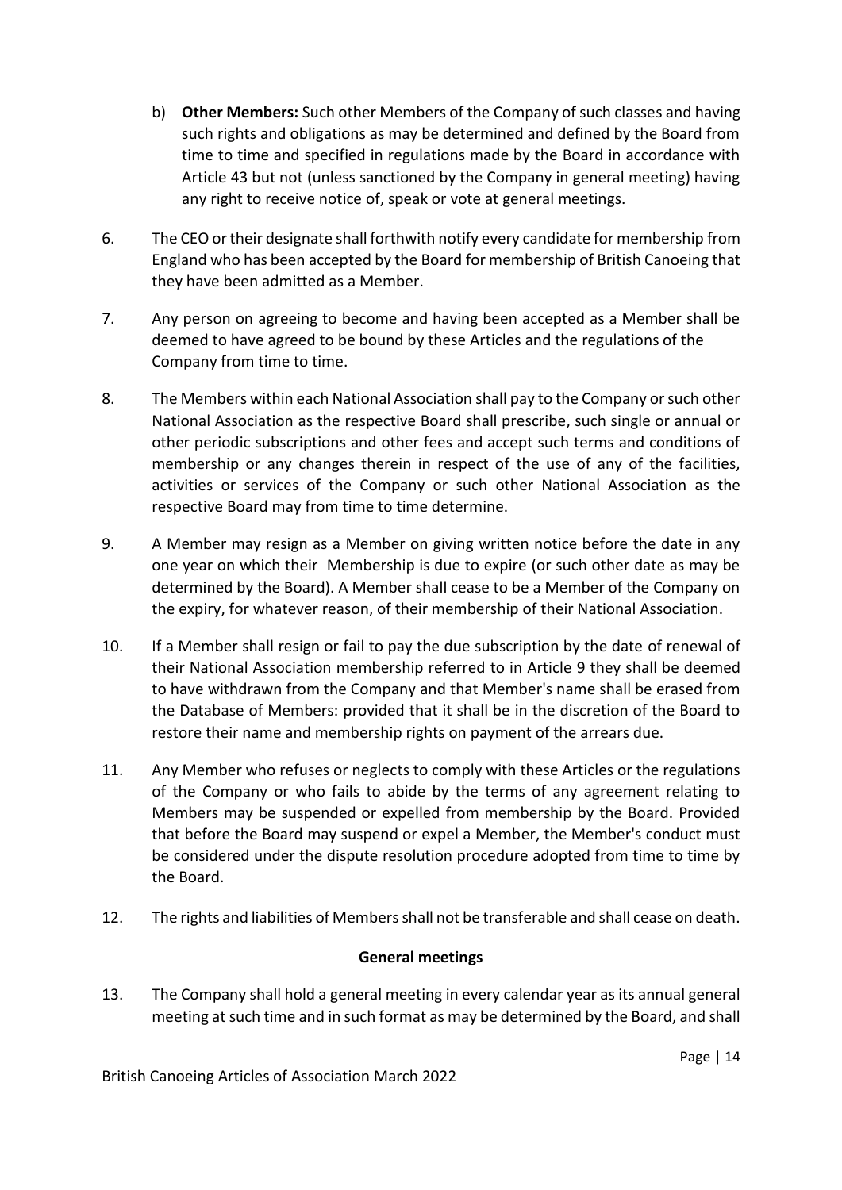b) **Other Members:** Such other Members of the Company of such classes and having such rights and obligations as may be determined and defined by the Board from time to time and specified in regulations made by the Board in accordance with Article 43 but not (unless sanctioned by the Company in general meeting) having any right to receive notice of, speak or vote at general meetings.

6. The CEO or their designate shall forthwith notify every candidate for membership from England who has been accepted by the Board for membership of British Canoeing that they have been admitted as a Member.

7. Any person on agreeing to become and having been accepted as a Member shall be deemed to have agreed to be bound by these Articles and the regulations of the Company from time to time.

8. The Members within each National Association shall pay to the Company or such other National Association as the respective Board shall prescribe, such single or annual or other periodic subscriptions and other fees and accept such terms and conditions of membership or any changes therein in respect of the use of any of the facilities, activities or services of the Company or such other National Association as the respective Board may from time to time determine.

9. A Member may resign as a Member on giving written notice before the date in any one year on which their Membership is due to expire (or such other date as may be determined by the Board). A Member shall cease to be a Member of the Company on the expiry, for whatever reason, of their membership of their National Association.

10. If a Member shall resign or fail to pay the due subscription by the date of renewal of their National Association membership referred to in Article 9 they shall be deemed to have withdrawn from the Company and that Member's name shall be erased from the Database of Members: provided that it shall be in the discretion of the Board to restore their name and membership rights on payment of the arrears due.

11. Any Member who refuses or neglects to comply with these Articles or the regulations of the Company or who fails to abide by the terms of any agreement relating to Members may be suspended or expelled from membership by the Board. Provided that before the Board may suspend or expel a Member, the Member's conduct must be considered under the dispute resolution procedure adopted from time to time by the Board.

12. The rights and liabilities of Members shall not be transferable and shall cease on death.

### General meetings

13. The Company shall hold a general meeting in every calendar year as its annual general meeting at such time and in such format as may be determined by the Board, and shall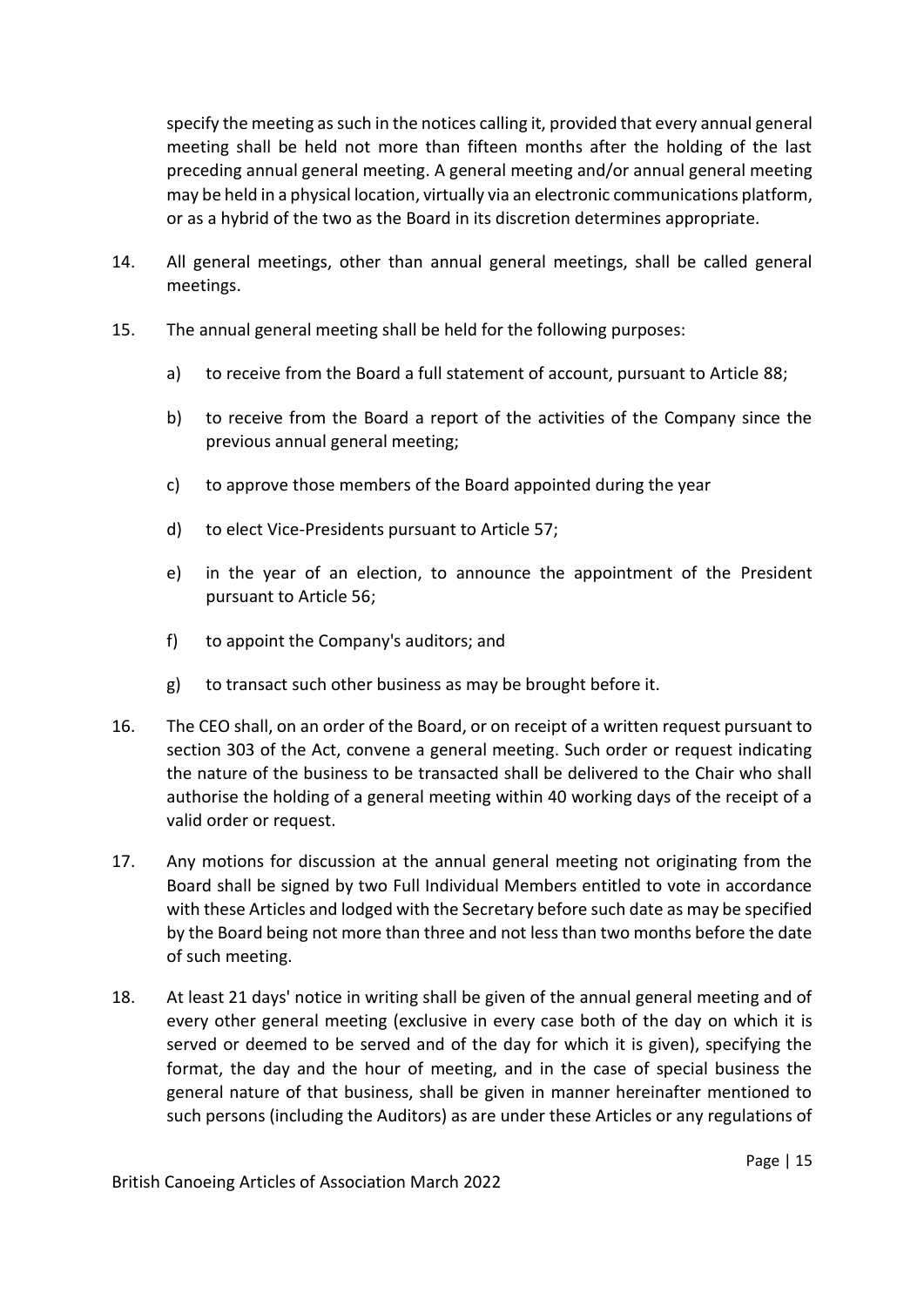specify the meeting as such in the notices calling it, provided that every annual general meeting shall be held not more than fifteen months after the holding of the last preceding annual general meeting. A general meeting and/or annual general meeting may be held in a physical location, virtually via an electronic communications platform, or as a hybrid of the two as the Board in its discretion determines appropriate.

14. All general meetings, other than annual general meetings, shall be called general meetings.

15. The annual general meeting shall be held for the following purposes:

    a) to receive from the Board a full statement of account, pursuant to Article 88;

    b) to receive from the Board a report of the activities of the Company since the previous annual general meeting;

    c) to approve those members of the Board appointed during the year

    d) to elect Vice-Presidents pursuant to Article 57;

    e) in the year of an election, to announce the appointment of the President pursuant to Article 56;

    f) to appoint the Company's auditors; and

    g) to transact such other business as may be brought before it.

16. The CEO shall, on an order of the Board, or on receipt of a written request pursuant to section 303 of the Act, convene a general meeting. Such order or request indicating the nature of the business to be transacted shall be delivered to the Chair who shall authorise the holding of a general meeting within 40 working days of the receipt of a valid order or request.

17. Any motions for discussion at the annual general meeting not originating from the Board shall be signed by two Full Individual Members entitled to vote in accordance with these Articles and lodged with the Secretary before such date as may be specified by the Board being not more than three and not less than two months before the date of such meeting.

18. At least 21 days' notice in writing shall be given of the annual general meeting and of every other general meeting (exclusive in every case both of the day on which it is served or deemed to be served and of the day for which it is given), specifying the format, the day and the hour of meeting, and in the case of special business the general nature of that business, shall be given in manner hereinafter mentioned to such persons (including the Auditors) as are under these Articles or any regulations of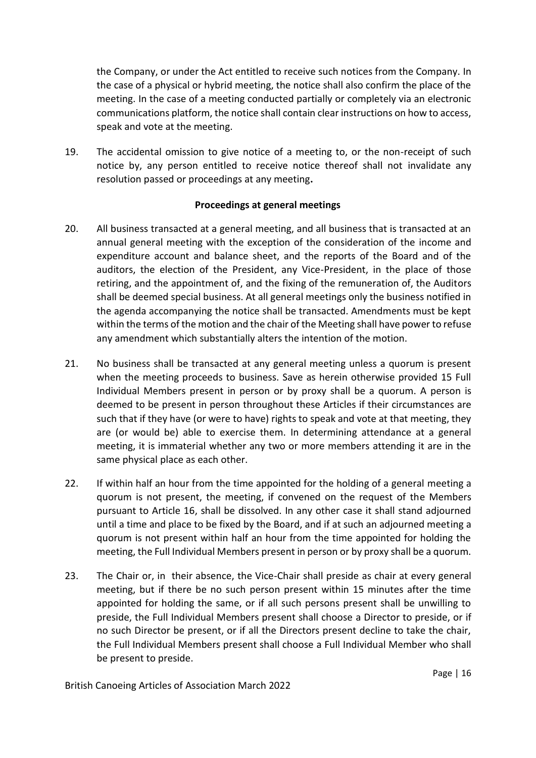the Company, or under the Act entitled to receive such notices from the Company. In the case of a physical or hybrid meeting, the notice shall also confirm the place of the meeting. In the case of a meeting conducted partially or completely via an electronic communications platform, the notice shall contain clear instructions on how to access, speak and vote at the meeting.

19. The accidental omission to give notice of a meeting to, or the non-receipt of such notice by, any person entitled to receive notice thereof shall not invalidate any resolution passed or proceedings at any meeting**.**

**Proceedings at general meetings**

20. All business transacted at a general meeting, and all business that is transacted at an annual general meeting with the exception of the consideration of the income and expenditure account and balance sheet, and the reports of the Board and of the auditors, the election of the President, any Vice-President, in the place of those retiring, and the appointment of, and the fixing of the remuneration of, the Auditors shall be deemed special business. At all general meetings only the business notified in the agenda accompanying the notice shall be transacted. Amendments must be kept within the terms of the motion and the chair of the Meeting shall have power to refuse any amendment which substantially alters the intention of the motion.

21. No business shall be transacted at any general meeting unless a quorum is present when the meeting proceeds to business. Save as herein otherwise provided 15 Full Individual Members present in person or by proxy shall be a quorum. A person is deemed to be present in person throughout these Articles if their circumstances are such that if they have (or were to have) rights to speak and vote at that meeting, they are (or would be) able to exercise them. In determining attendance at a general meeting, it is immaterial whether any two or more members attending it are in the same physical place as each other.

22. If within half an hour from the time appointed for the holding of a general meeting a quorum is not present, the meeting, if convened on the request of the Members pursuant to Article 16, shall be dissolved. In any other case it shall stand adjourned until a time and place to be fixed by the Board, and if at such an adjourned meeting a quorum is not present within half an hour from the time appointed for holding the meeting, the Full Individual Members present in person or by proxy shall be a quorum.

23. The Chair or, in their absence, the Vice-Chair shall preside as chair at every general meeting, but if there be no such person present within 15 minutes after the time appointed for holding the same, or if all such persons present shall be unwilling to preside, the Full Individual Members present shall choose a Director to preside, or if no such Director be present, or if all the Directors present decline to take the chair, the Full Individual Members present shall choose a Full Individual Member who shall be present to preside.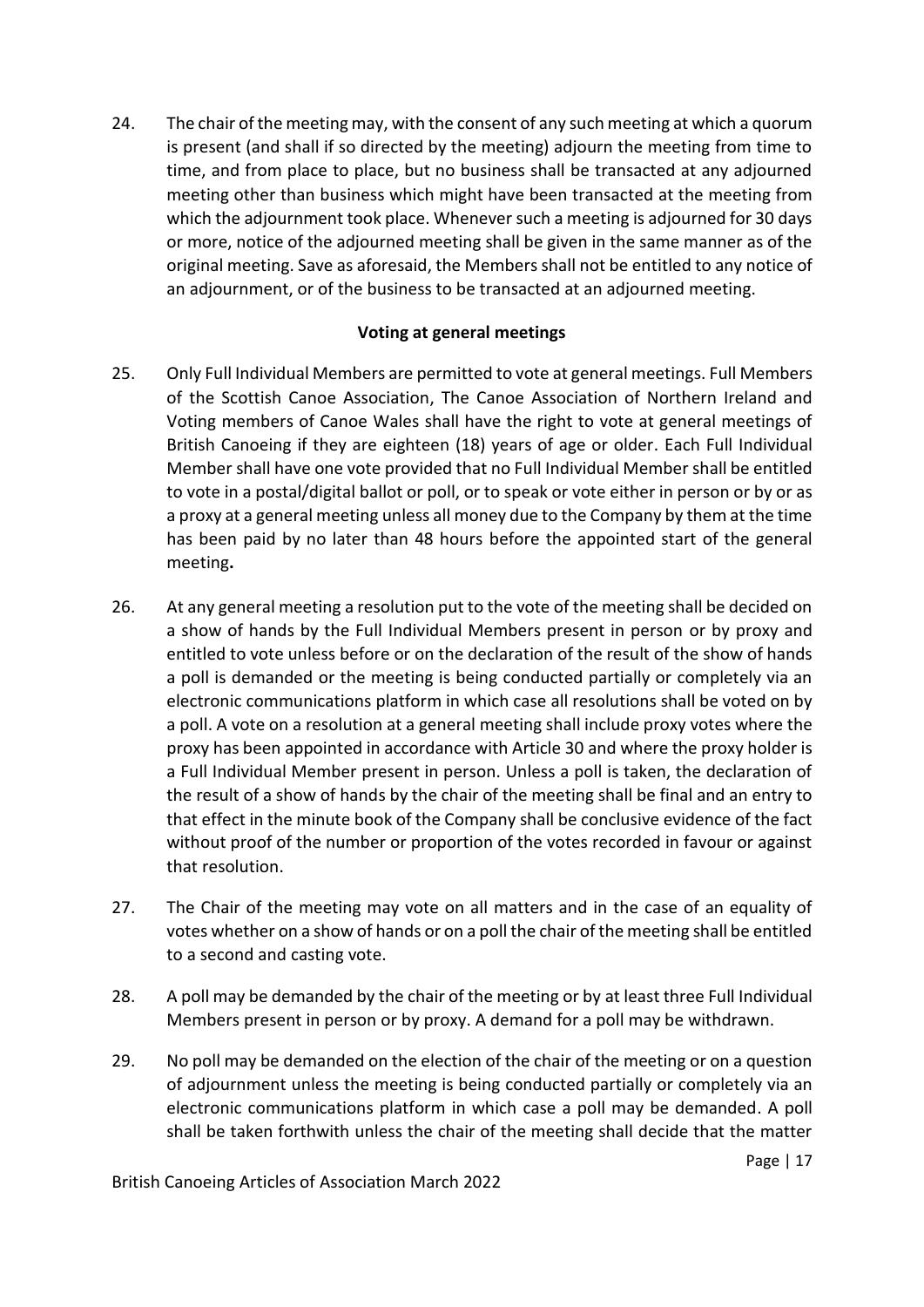24. The chair of the meeting may, with the consent of any such meeting at which a quorum is present (and shall if so directed by the meeting) adjourn the meeting from time to time, and from place to place, but no business shall be transacted at any adjourned meeting other than business which might have been transacted at the meeting from which the adjournment took place. Whenever such a meeting is adjourned for 30 days or more, notice of the adjourned meeting shall be given in the same manner as of the original meeting. Save as aforesaid, the Members shall not be entitled to any notice of an adjournment, or of the business to be transacted at an adjourned meeting.

**Voting at general meetings**

25. Only Full Individual Members are permitted to vote at general meetings. Full Members of the Scottish Canoe Association, The Canoe Association of Northern Ireland and Voting members of Canoe Wales shall have the right to vote at general meetings of British Canoeing if they are eighteen (18) years of age or older. Each Full Individual Member shall have one vote provided that no Full Individual Member shall be entitled to vote in a postal/digital ballot or poll, or to speak or vote either in person or by or as a proxy at a general meeting unless all money due to the Company by them at the time has been paid by no later than 48 hours before the appointed start of the general meeting**.**

26. At any general meeting a resolution put to the vote of the meeting shall be decided on a show of hands by the Full Individual Members present in person or by proxy and entitled to vote unless before or on the declaration of the result of the show of hands a poll is demanded or the meeting is being conducted partially or completely via an electronic communications platform in which case all resolutions shall be voted on by a poll. A vote on a resolution at a general meeting shall include proxy votes where the proxy has been appointed in accordance with Article 30 and where the proxy holder is a Full Individual Member present in person. Unless a poll is taken, the declaration of the result of a show of hands by the chair of the meeting shall be final and an entry to that effect in the minute book of the Company shall be conclusive evidence of the fact without proof of the number or proportion of the votes recorded in favour or against that resolution.

27. The Chair of the meeting may vote on all matters and in the case of an equality of votes whether on a show of hands or on a poll the chair of the meeting shall be entitled to a second and casting vote.

28. A poll may be demanded by the chair of the meeting or by at least three Full Individual Members present in person or by proxy. A demand for a poll may be withdrawn.

29. No poll may be demanded on the election of the chair of the meeting or on a question of adjournment unless the meeting is being conducted partially or completely via an electronic communications platform in which case a poll may be demanded. A poll shall be taken forthwith unless the chair of the meeting shall decide that the matter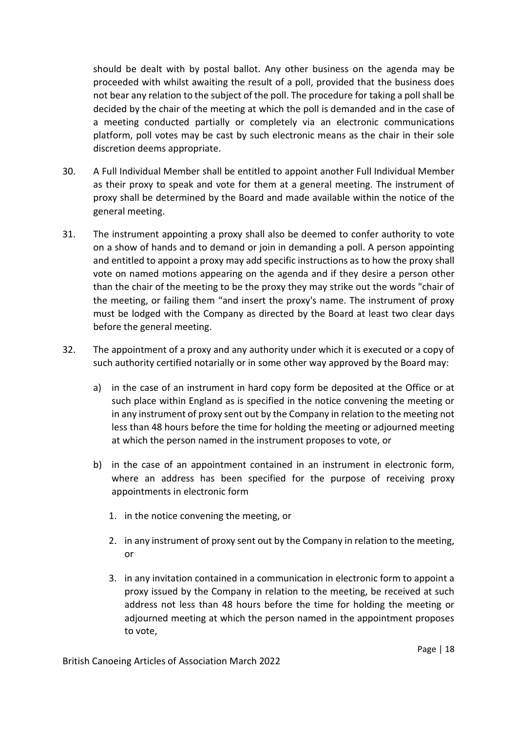should be dealt with by postal ballot. Any other business on the agenda may be proceeded with whilst awaiting the result of a poll, provided that the business does not bear any relation to the subject of the poll. The procedure for taking a poll shall be decided by the chair of the meeting at which the poll is demanded and in the case of a meeting conducted partially or completely via an electronic communications platform, poll votes may be cast by such electronic means as the chair in their sole discretion deems appropriate.

30. A Full Individual Member shall be entitled to appoint another Full Individual Member as their proxy to speak and vote for them at a general meeting. The instrument of proxy shall be determined by the Board and made available within the notice of the general meeting.

31. The instrument appointing a proxy shall also be deemed to confer authority to vote on a show of hands and to demand or join in demanding a poll. A person appointing and entitled to appoint a proxy may add specific instructions as to how the proxy shall vote on named motions appearing on the agenda and if they desire a person other than the chair of the meeting to be the proxy they may strike out the words "chair of the meeting, or failing them "and insert the proxy's name. The instrument of proxy must be lodged with the Company as directed by the Board at least two clear days before the general meeting.

32. The appointment of a proxy and any authority under which it is executed or a copy of such authority certified notarially or in some other way approved by the Board may:

   a) in the case of an instrument in hard copy form be deposited at the Office or at such place within England as is specified in the notice convening the meeting or in any instrument of proxy sent out by the Company in relation to the meeting not less than 48 hours before the time for holding the meeting or adjourned meeting at which the person named in the instrument proposes to vote, or

   b) in the case of an appointment contained in an instrument in electronic form, where an address has been specified for the purpose of receiving proxy appointments in electronic form

      1. in the notice convening the meeting, or

      2. in any instrument of proxy sent out by the Company in relation to the meeting, or

      3. in any invitation contained in a communication in electronic form to appoint a proxy issued by the Company in relation to the meeting, be received at such address not less than 48 hours before the time for holding the meeting or adjourned meeting at which the person named in the appointment proposes to vote,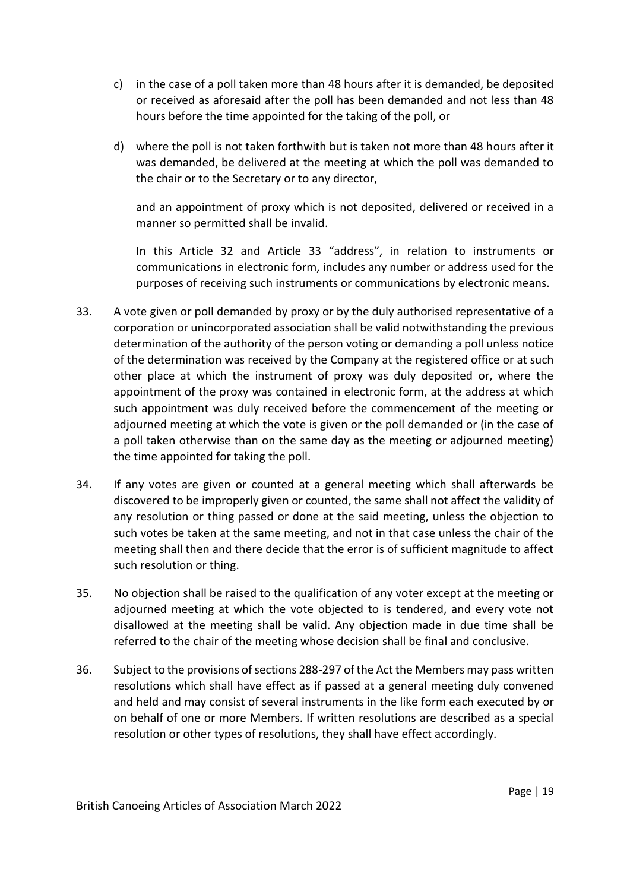c) in the case of a poll taken more than 48 hours after it is demanded, be deposited or received as aforesaid after the poll has been demanded and not less than 48 hours before the time appointed for the taking of the poll, or

d) where the poll is not taken forthwith but is taken not more than 48 hours after it was demanded, be delivered at the meeting at which the poll was demanded to the chair or to the Secretary or to any director,

and an appointment of proxy which is not deposited, delivered or received in a manner so permitted shall be invalid.

In this Article 32 and Article 33 "address", in relation to instruments or communications in electronic form, includes any number or address used for the purposes of receiving such instruments or communications by electronic means.

33. A vote given or poll demanded by proxy or by the duly authorised representative of a corporation or unincorporated association shall be valid notwithstanding the previous determination of the authority of the person voting or demanding a poll unless notice of the determination was received by the Company at the registered office or at such other place at which the instrument of proxy was duly deposited or, where the appointment of the proxy was contained in electronic form, at the address at which such appointment was duly received before the commencement of the meeting or adjourned meeting at which the vote is given or the poll demanded or (in the case of a poll taken otherwise than on the same day as the meeting or adjourned meeting) the time appointed for taking the poll.

34. If any votes are given or counted at a general meeting which shall afterwards be discovered to be improperly given or counted, the same shall not affect the validity of any resolution or thing passed or done at the said meeting, unless the objection to such votes be taken at the same meeting, and not in that case unless the chair of the meeting shall then and there decide that the error is of sufficient magnitude to affect such resolution or thing.

35. No objection shall be raised to the qualification of any voter except at the meeting or adjourned meeting at which the vote objected to is tendered, and every vote not disallowed at the meeting shall be valid. Any objection made in due time shall be referred to the chair of the meeting whose decision shall be final and conclusive.

36. Subject to the provisions of sections 288-297 of the Act the Members may pass written resolutions which shall have effect as if passed at a general meeting duly convened and held and may consist of several instruments in the like form each executed by or on behalf of one or more Members. If written resolutions are described as a special resolution or other types of resolutions, they shall have effect accordingly.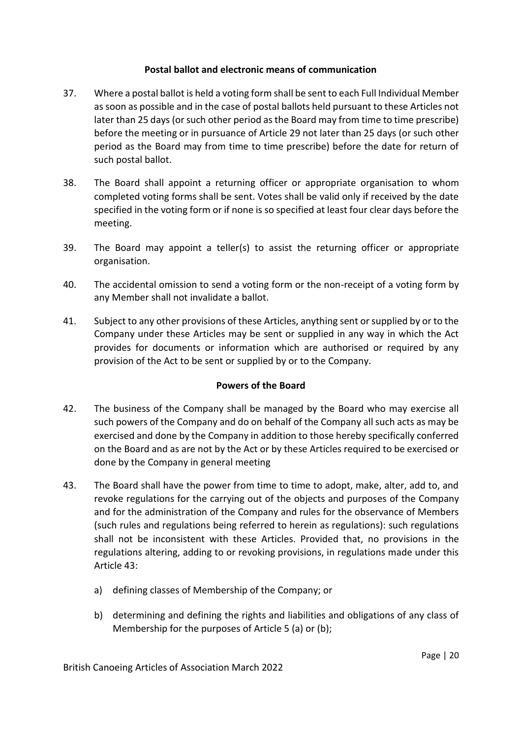**Postal ballot and electronic means of communication**

37. Where a postal ballot is held a voting form shall be sent to each Full Individual Member as soon as possible and in the case of postal ballots held pursuant to these Articles not later than 25 days (or such other period as the Board may from time to time prescribe) before the meeting or in pursuance of Article 29 not later than 25 days (or such other period as the Board may from time to time prescribe) before the date for return of such postal ballot.

38. The Board shall appoint a returning officer or appropriate organisation to whom completed voting forms shall be sent. Votes shall be valid only if received by the date specified in the voting form or if none is so specified at least four clear days before the meeting.

39. The Board may appoint a teller(s) to assist the returning officer or appropriate organisation.

40. The accidental omission to send a voting form or the non-receipt of a voting form by any Member shall not invalidate a ballot.

41. Subject to any other provisions of these Articles, anything sent or supplied by or to the Company under these Articles may be sent or supplied in any way in which the Act provides for documents or information which are authorised or required by any provision of the Act to be sent or supplied by or to the Company.

**Powers of the Board**

42. The business of the Company shall be managed by the Board who may exercise all such powers of the Company and do on behalf of the Company all such acts as may be exercised and done by the Company in addition to those hereby specifically conferred on the Board and as are not by the Act or by these Articles required to be exercised or done by the Company in general meeting

43. The Board shall have the power from time to time to adopt, make, alter, add to, and revoke regulations for the carrying out of the objects and purposes of the Company and for the administration of the Company and rules for the observance of Members (such rules and regulations being referred to herein as regulations): such regulations shall not be inconsistent with these Articles. Provided that, no provisions in the regulations altering, adding to or revoking provisions, in regulations made under this Article 43:

    a) defining classes of Membership of the Company; or

    b) determining and defining the rights and liabilities and obligations of any class of Membership for the purposes of Article 5 (a) or (b);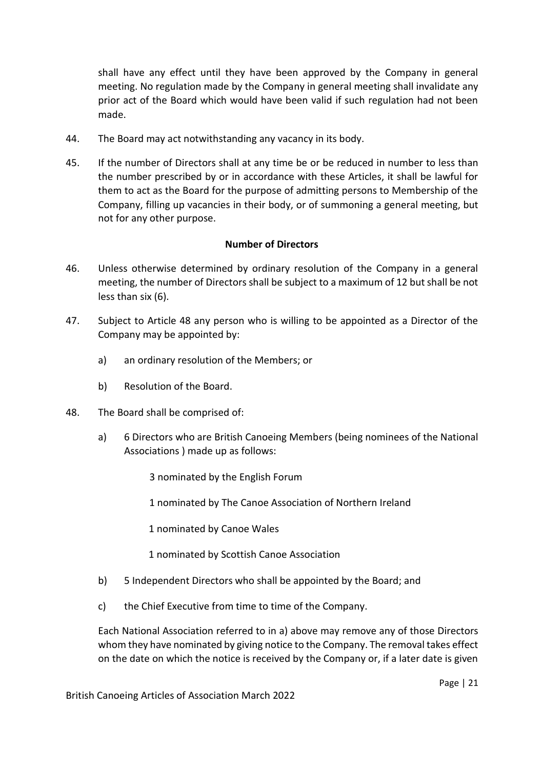shall have any effect until they have been approved by the Company in general meeting. No regulation made by the Company in general meeting shall invalidate any prior act of the Board which would have been valid if such regulation had not been made.

44. The Board may act notwithstanding any vacancy in its body.

45. If the number of Directors shall at any time be or be reduced in number to less than the number prescribed by or in accordance with these Articles, it shall be lawful for them to act as the Board for the purpose of admitting persons to Membership of the Company, filling up vacancies in their body, or of summoning a general meeting, but not for any other purpose.

**Number of Directors**

46. Unless otherwise determined by ordinary resolution of the Company in a general meeting, the number of Directors shall be subject to a maximum of 12 but shall be not less than six (6).

47. Subject to Article 48 any person who is willing to be appointed as a Director of the Company may be appointed by:

    a) an ordinary resolution of the Members; or

    b) Resolution of the Board.

48. The Board shall be comprised of:

    a) 6 Directors who are British Canoeing Members (being nominees of the National Associations ) made up as follows:

        3 nominated by the English Forum

        1 nominated by The Canoe Association of Northern Ireland

        1 nominated by Canoe Wales

        1 nominated by Scottish Canoe Association

    b) 5 Independent Directors who shall be appointed by the Board; and

    c) the Chief Executive from time to time of the Company.

    Each National Association referred to in a) above may remove any of those Directors whom they have nominated by giving notice to the Company. The removal takes effect on the date on which the notice is received by the Company or, if a later date is given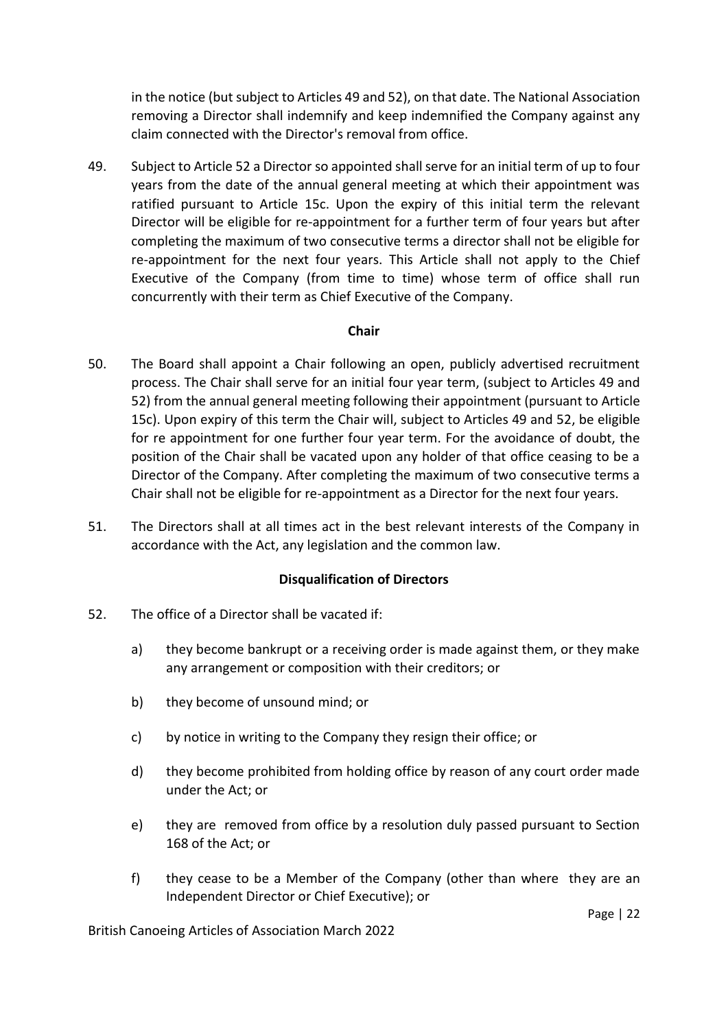in the notice (but subject to Articles 49 and 52), on that date. The National Association removing a Director shall indemnify and keep indemnified the Company against any claim connected with the Director's removal from office.

49. Subject to Article 52 a Director so appointed shall serve for an initial term of up to four years from the date of the annual general meeting at which their appointment was ratified pursuant to Article 15c. Upon the expiry of this initial term the relevant Director will be eligible for re-appointment for a further term of four years but after completing the maximum of two consecutive terms a director shall not be eligible for re-appointment for the next four years. This Article shall not apply to the Chief Executive of the Company (from time to time) whose term of office shall run concurrently with their term as Chief Executive of the Company.

**Chair**

50. The Board shall appoint a Chair following an open, publicly advertised recruitment process. The Chair shall serve for an initial four year term, (subject to Articles 49 and 52) from the annual general meeting following their appointment (pursuant to Article 15c). Upon expiry of this term the Chair will, subject to Articles 49 and 52, be eligible for re appointment for one further four year term. For the avoidance of doubt, the position of the Chair shall be vacated upon any holder of that office ceasing to be a Director of the Company. After completing the maximum of two consecutive terms a Chair shall not be eligible for re-appointment as a Director for the next four years.

51. The Directors shall at all times act in the best relevant interests of the Company in accordance with the Act, any legislation and the common law.

**Disqualification of Directors**

52. The office of a Director shall be vacated if:

    a) they become bankrupt or a receiving order is made against them, or they make any arrangement or composition with their creditors; or

    b) they become of unsound mind; or

    c) by notice in writing to the Company they resign their office; or

    d) they become prohibited from holding office by reason of any court order made under the Act; or

    e) they are removed from office by a resolution duly passed pursuant to Section 168 of the Act; or

    f) they cease to be a Member of the Company (other than where they are an Independent Director or Chief Executive); or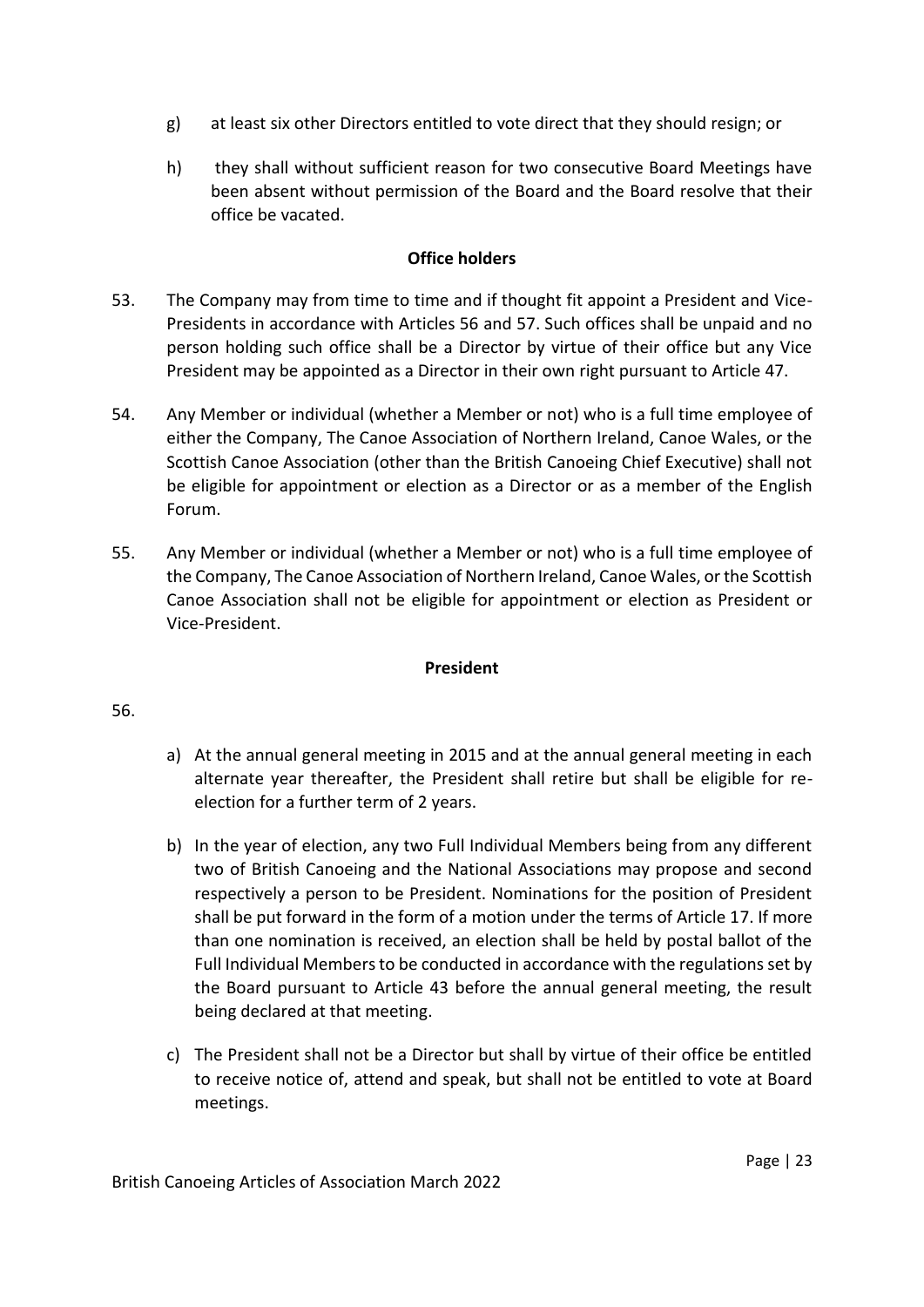g) at least six other Directors entitled to vote direct that they should resign; or

h) they shall without sufficient reason for two consecutive Board Meetings have been absent without permission of the Board and the Board resolve that their office be vacated.

**Office holders**

53. The Company may from time to time and if thought fit appoint a President and Vice-Presidents in accordance with Articles 56 and 57. Such offices shall be unpaid and no person holding such office shall be a Director by virtue of their office but any Vice President may be appointed as a Director in their own right pursuant to Article 47.

54. Any Member or individual (whether a Member or not) who is a full time employee of either the Company, The Canoe Association of Northern Ireland, Canoe Wales, or the Scottish Canoe Association (other than the British Canoeing Chief Executive) shall not be eligible for appointment or election as a Director or as a member of the English Forum.

55. Any Member or individual (whether a Member or not) who is a full time employee of the Company, The Canoe Association of Northern Ireland, Canoe Wales, or the Scottish Canoe Association shall not be eligible for appointment or election as President or Vice-President.

**President**

56.

a) At the annual general meeting in 2015 and at the annual general meeting in each alternate year thereafter, the President shall retire but shall be eligible for re-election for a further term of 2 years.

b) In the year of election, any two Full Individual Members being from any different two of British Canoeing and the National Associations may propose and second respectively a person to be President. Nominations for the position of President shall be put forward in the form of a motion under the terms of Article 17. If more than one nomination is received, an election shall be held by postal ballot of the Full Individual Members to be conducted in accordance with the regulations set by the Board pursuant to Article 43 before the annual general meeting, the result being declared at that meeting.

c) The President shall not be a Director but shall by virtue of their office be entitled to receive notice of, attend and speak, but shall not be entitled to vote at Board meetings.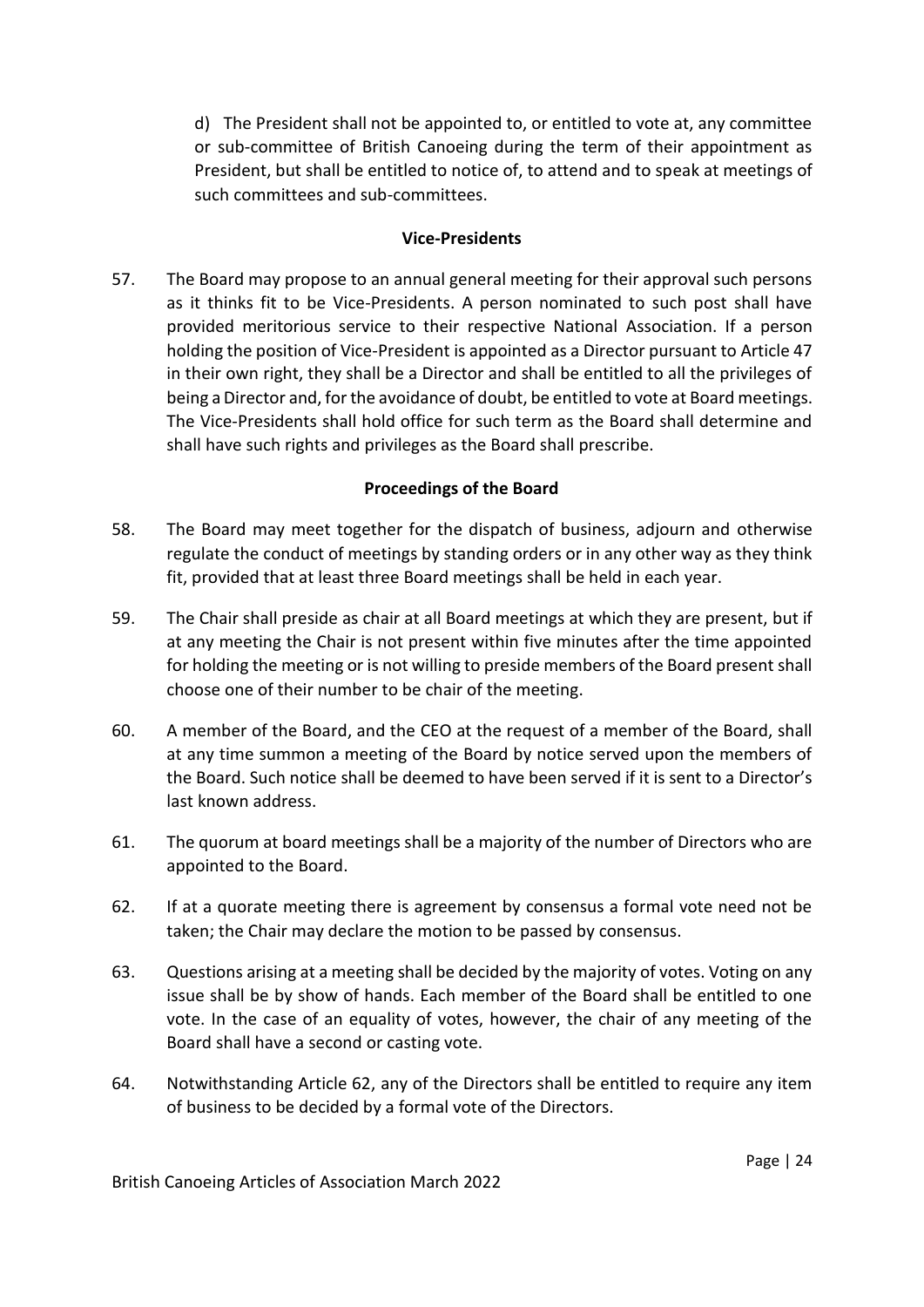d) The President shall not be appointed to, or entitled to vote at, any committee or sub-committee of British Canoeing during the term of their appointment as President, but shall be entitled to notice of, to attend and to speak at meetings of such committees and sub-committees.

**Vice-Presidents**

57. The Board may propose to an annual general meeting for their approval such persons as it thinks fit to be Vice-Presidents. A person nominated to such post shall have provided meritorious service to their respective National Association. If a person holding the position of Vice-President is appointed as a Director pursuant to Article 47 in their own right, they shall be a Director and shall be entitled to all the privileges of being a Director and, for the avoidance of doubt, be entitled to vote at Board meetings. The Vice-Presidents shall hold office for such term as the Board shall determine and shall have such rights and privileges as the Board shall prescribe.

**Proceedings of the Board**

58. The Board may meet together for the dispatch of business, adjourn and otherwise regulate the conduct of meetings by standing orders or in any other way as they think fit, provided that at least three Board meetings shall be held in each year.

59. The Chair shall preside as chair at all Board meetings at which they are present, but if at any meeting the Chair is not present within five minutes after the time appointed for holding the meeting or is not willing to preside members of the Board present shall choose one of their number to be chair of the meeting.

60. A member of the Board, and the CEO at the request of a member of the Board, shall at any time summon a meeting of the Board by notice served upon the members of the Board. Such notice shall be deemed to have been served if it is sent to a Director's last known address.

61. The quorum at board meetings shall be a majority of the number of Directors who are appointed to the Board.

62. If at a quorate meeting there is agreement by consensus a formal vote need not be taken; the Chair may declare the motion to be passed by consensus.

63. Questions arising at a meeting shall be decided by the majority of votes. Voting on any issue shall be by show of hands. Each member of the Board shall be entitled to one vote. In the case of an equality of votes, however, the chair of any meeting of the Board shall have a second or casting vote.

64. Notwithstanding Article 62, any of the Directors shall be entitled to require any item of business to be decided by a formal vote of the Directors.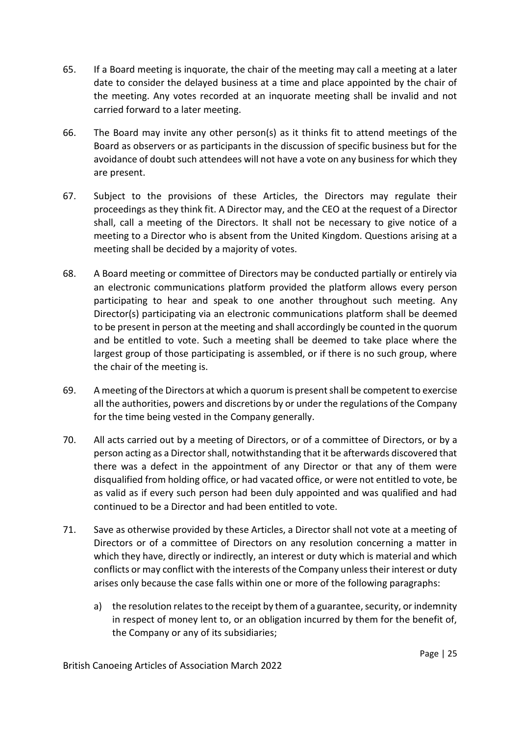65. If a Board meeting is inquorate, the chair of the meeting may call a meeting at a later date to consider the delayed business at a time and place appointed by the chair of the meeting. Any votes recorded at an inquorate meeting shall be invalid and not carried forward to a later meeting.

66. The Board may invite any other person(s) as it thinks fit to attend meetings of the Board as observers or as participants in the discussion of specific business but for the avoidance of doubt such attendees will not have a vote on any business for which they are present.

67. Subject to the provisions of these Articles, the Directors may regulate their proceedings as they think fit. A Director may, and the CEO at the request of a Director shall, call a meeting of the Directors. It shall not be necessary to give notice of a meeting to a Director who is absent from the United Kingdom. Questions arising at a meeting shall be decided by a majority of votes.

68. A Board meeting or committee of Directors may be conducted partially or entirely via an electronic communications platform provided the platform allows every person participating to hear and speak to one another throughout such meeting. Any Director(s) participating via an electronic communications platform shall be deemed to be present in person at the meeting and shall accordingly be counted in the quorum and be entitled to vote. Such a meeting shall be deemed to take place where the largest group of those participating is assembled, or if there is no such group, where the chair of the meeting is.

69. A meeting of the Directors at which a quorum is present shall be competent to exercise all the authorities, powers and discretions by or under the regulations of the Company for the time being vested in the Company generally.

70. All acts carried out by a meeting of Directors, or of a committee of Directors, or by a person acting as a Director shall, notwithstanding that it be afterwards discovered that there was a defect in the appointment of any Director or that any of them were disqualified from holding office, or had vacated office, or were not entitled to vote, be as valid as if every such person had been duly appointed and was qualified and had continued to be a Director and had been entitled to vote.

71. Save as otherwise provided by these Articles, a Director shall not vote at a meeting of Directors or of a committee of Directors on any resolution concerning a matter in which they have, directly or indirectly, an interest or duty which is material and which conflicts or may conflict with the interests of the Company unless their interest or duty arises only because the case falls within one or more of the following paragraphs:

    a) the resolution relates to the receipt by them of a guarantee, security, or indemnity in respect of money lent to, or an obligation incurred by them for the benefit of, the Company or any of its subsidiaries;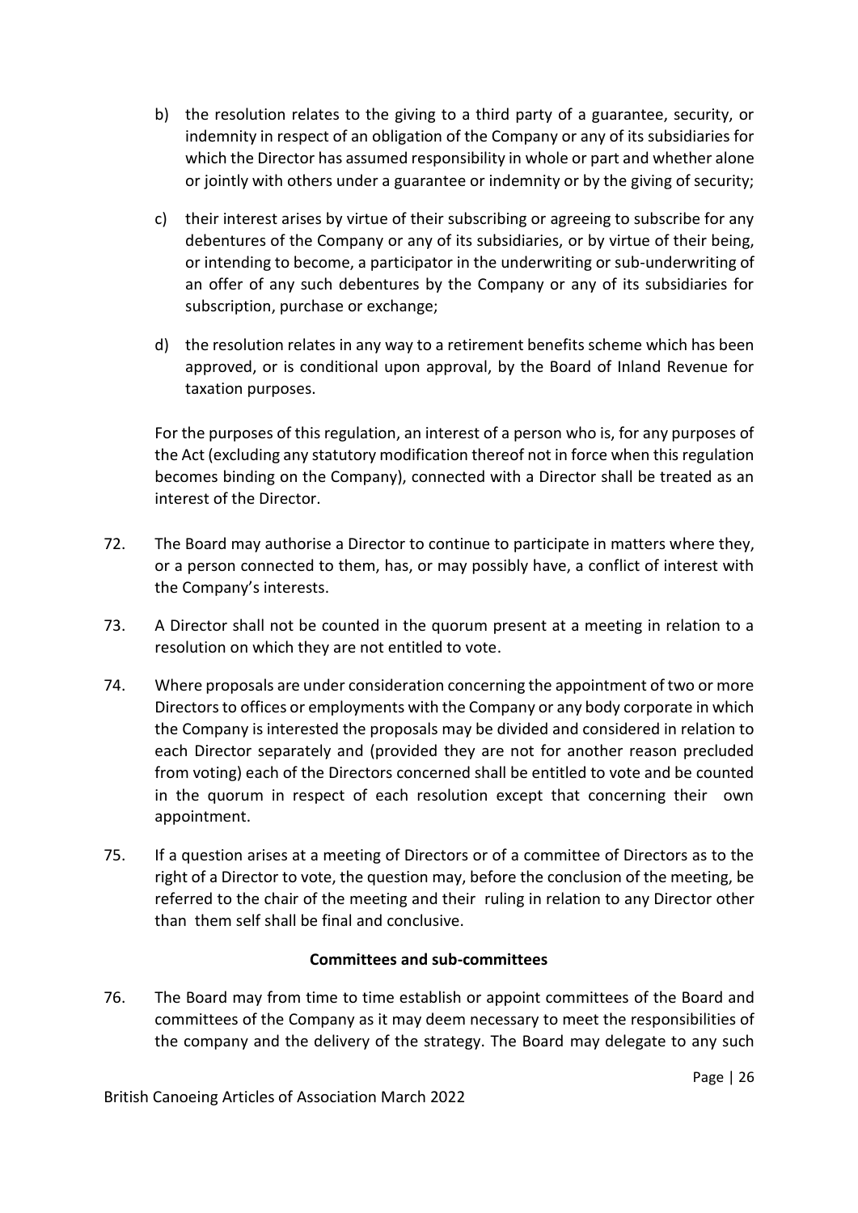b) the resolution relates to the giving to a third party of a guarantee, security, or indemnity in respect of an obligation of the Company or any of its subsidiaries for which the Director has assumed responsibility in whole or part and whether alone or jointly with others under a guarantee or indemnity or by the giving of security;

c) their interest arises by virtue of their subscribing or agreeing to subscribe for any debentures of the Company or any of its subsidiaries, or by virtue of their being, or intending to become, a participator in the underwriting or sub-underwriting of an offer of any such debentures by the Company or any of its subsidiaries for subscription, purchase or exchange;

d) the resolution relates in any way to a retirement benefits scheme which has been approved, or is conditional upon approval, by the Board of Inland Revenue for taxation purposes.

For the purposes of this regulation, an interest of a person who is, for any purposes of the Act (excluding any statutory modification thereof not in force when this regulation becomes binding on the Company), connected with a Director shall be treated as an interest of the Director.

72. The Board may authorise a Director to continue to participate in matters where they, or a person connected to them, has, or may possibly have, a conflict of interest with the Company's interests.

73. A Director shall not be counted in the quorum present at a meeting in relation to a resolution on which they are not entitled to vote.

74. Where proposals are under consideration concerning the appointment of two or more Directors to offices or employments with the Company or any body corporate in which the Company is interested the proposals may be divided and considered in relation to each Director separately and (provided they are not for another reason precluded from voting) each of the Directors concerned shall be entitled to vote and be counted in the quorum in respect of each resolution except that concerning their own appointment.

75. If a question arises at a meeting of Directors or of a committee of Directors as to the right of a Director to vote, the question may, before the conclusion of the meeting, be referred to the chair of the meeting and their ruling in relation to any Director other than them self shall be final and conclusive.

**Committees and sub-committees**

76. The Board may from time to time establish or appoint committees of the Board and committees of the Company as it may deem necessary to meet the responsibilities of the company and the delivery of the strategy. The Board may delegate to any such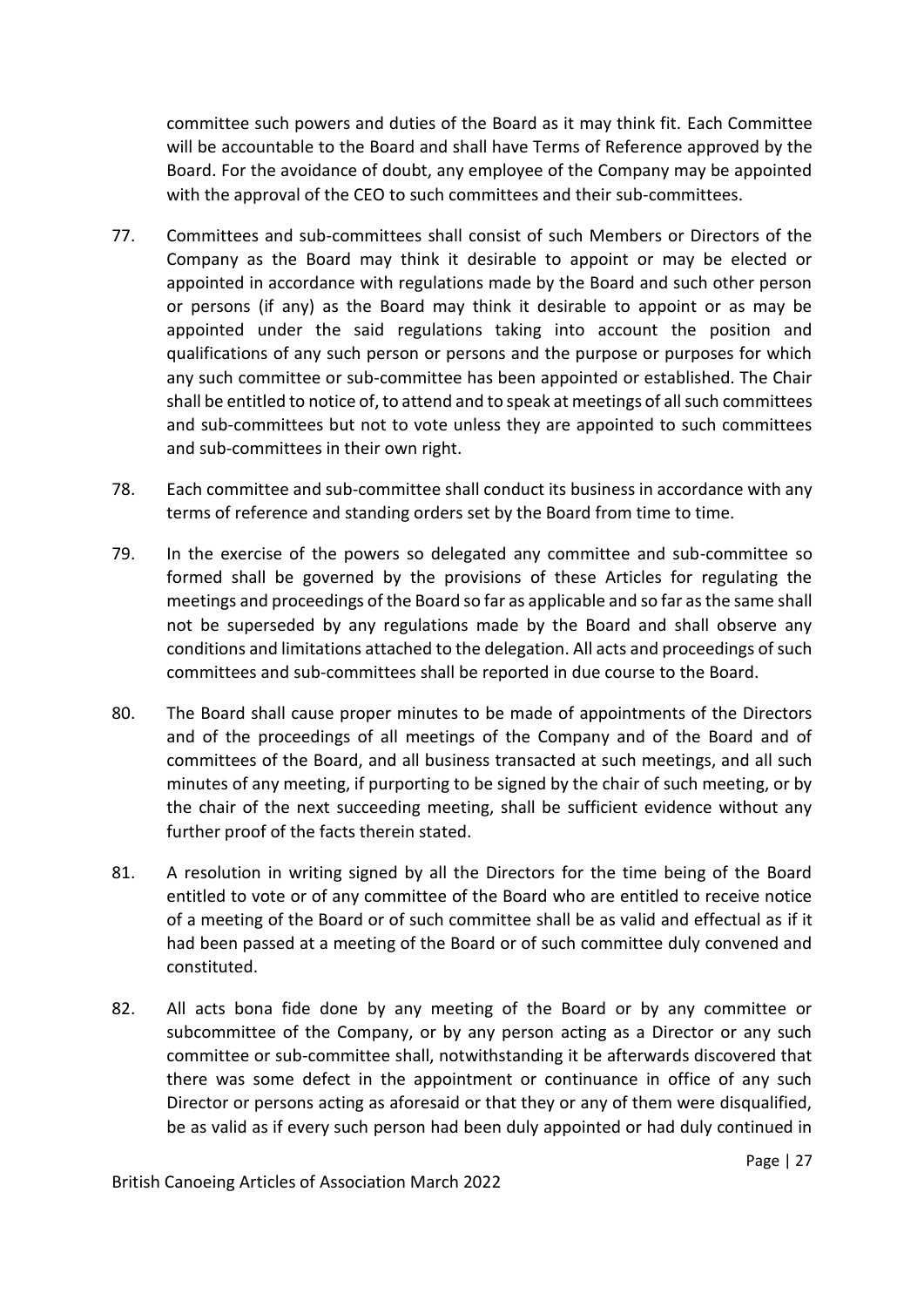committee such powers and duties of the Board as it may think fit. Each Committee will be accountable to the Board and shall have Terms of Reference approved by the Board. For the avoidance of doubt, any employee of the Company may be appointed with the approval of the CEO to such committees and their sub-committees.

77. Committees and sub-committees shall consist of such Members or Directors of the Company as the Board may think it desirable to appoint or may be elected or appointed in accordance with regulations made by the Board and such other person or persons (if any) as the Board may think it desirable to appoint or as may be appointed under the said regulations taking into account the position and qualifications of any such person or persons and the purpose or purposes for which any such committee or sub-committee has been appointed or established. The Chair shall be entitled to notice of, to attend and to speak at meetings of all such committees and sub-committees but not to vote unless they are appointed to such committees and sub-committees in their own right.

78. Each committee and sub-committee shall conduct its business in accordance with any terms of reference and standing orders set by the Board from time to time.

79. In the exercise of the powers so delegated any committee and sub-committee so formed shall be governed by the provisions of these Articles for regulating the meetings and proceedings of the Board so far as applicable and so far as the same shall not be superseded by any regulations made by the Board and shall observe any conditions and limitations attached to the delegation. All acts and proceedings of such committees and sub-committees shall be reported in due course to the Board.

80. The Board shall cause proper minutes to be made of appointments of the Directors and of the proceedings of all meetings of the Company and of the Board and of committees of the Board, and all business transacted at such meetings, and all such minutes of any meeting, if purporting to be signed by the chair of such meeting, or by the chair of the next succeeding meeting, shall be sufficient evidence without any further proof of the facts therein stated.

81. A resolution in writing signed by all the Directors for the time being of the Board entitled to vote or of any committee of the Board who are entitled to receive notice of a meeting of the Board or of such committee shall be as valid and effectual as if it had been passed at a meeting of the Board or of such committee duly convened and constituted.

82. All acts bona fide done by any meeting of the Board or by any committee or subcommittee of the Company, or by any person acting as a Director or any such committee or sub-committee shall, notwithstanding it be afterwards discovered that there was some defect in the appointment or continuance in office of any such Director or persons acting as aforesaid or that they or any of them were disqualified, be as valid as if every such person had been duly appointed or had duly continued in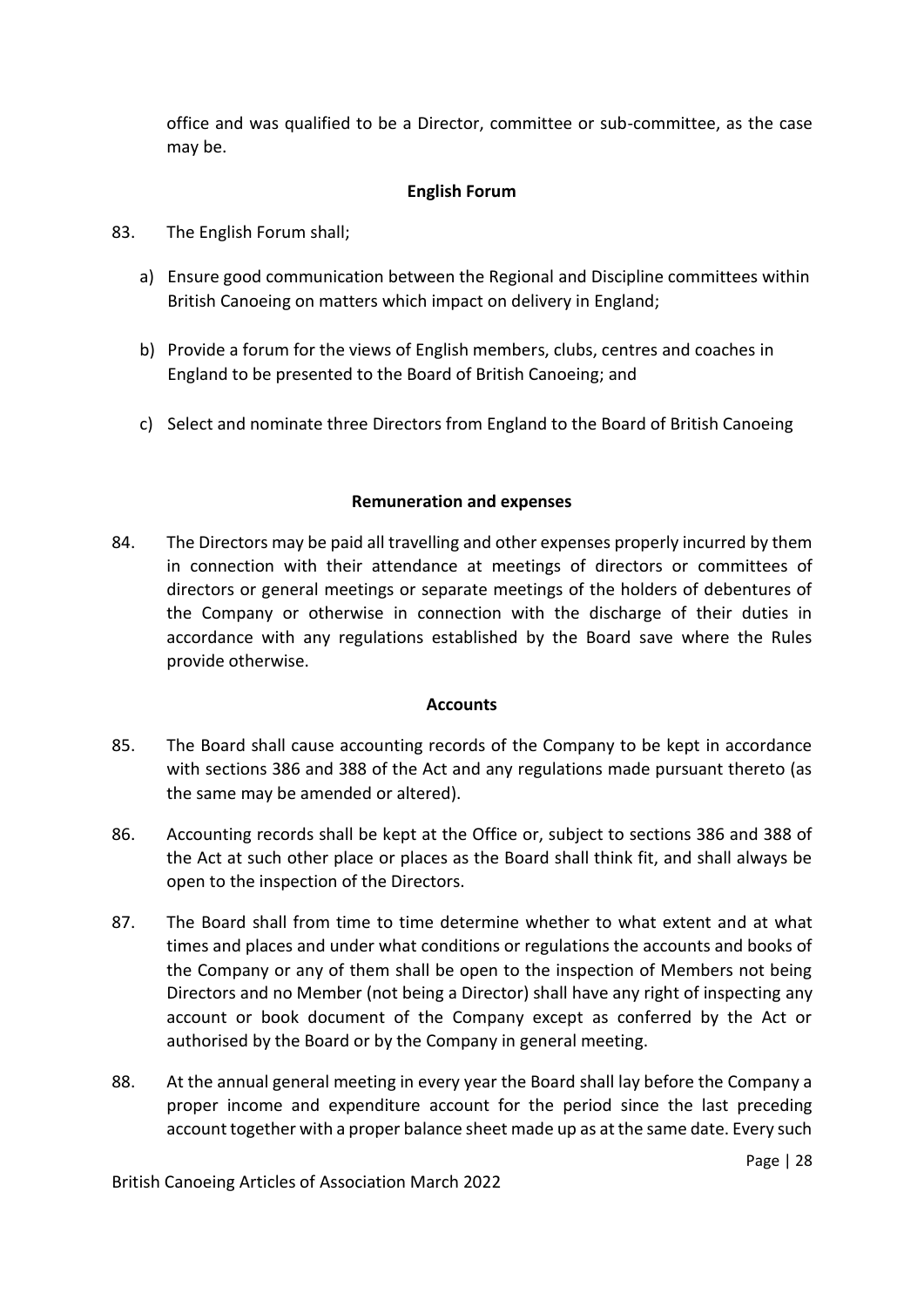office and was qualified to be a Director, committee or sub-committee, as the case may be.

**English Forum**

83. The English Forum shall;

   a) Ensure good communication between the Regional and Discipline committees within British Canoeing on matters which impact on delivery in England;

   b) Provide a forum for the views of English members, clubs, centres and coaches in England to be presented to the Board of British Canoeing; and

   c) Select and nominate three Directors from England to the Board of British Canoeing

**Remuneration and expenses**

84. The Directors may be paid all travelling and other expenses properly incurred by them in connection with their attendance at meetings of directors or committees of directors or general meetings or separate meetings of the holders of debentures of the Company or otherwise in connection with the discharge of their duties in accordance with any regulations established by the Board save where the Rules provide otherwise.

**Accounts**

85. The Board shall cause accounting records of the Company to be kept in accordance with sections 386 and 388 of the Act and any regulations made pursuant thereto (as the same may be amended or altered).

86. Accounting records shall be kept at the Office or, subject to sections 386 and 388 of the Act at such other place or places as the Board shall think fit, and shall always be open to the inspection of the Directors.

87. The Board shall from time to time determine whether to what extent and at what times and places and under what conditions or regulations the accounts and books of the Company or any of them shall be open to the inspection of Members not being Directors and no Member (not being a Director) shall have any right of inspecting any account or book document of the Company except as conferred by the Act or authorised by the Board or by the Company in general meeting.

88. At the annual general meeting in every year the Board shall lay before the Company a proper income and expenditure account for the period since the last preceding account together with a proper balance sheet made up as at the same date. Every such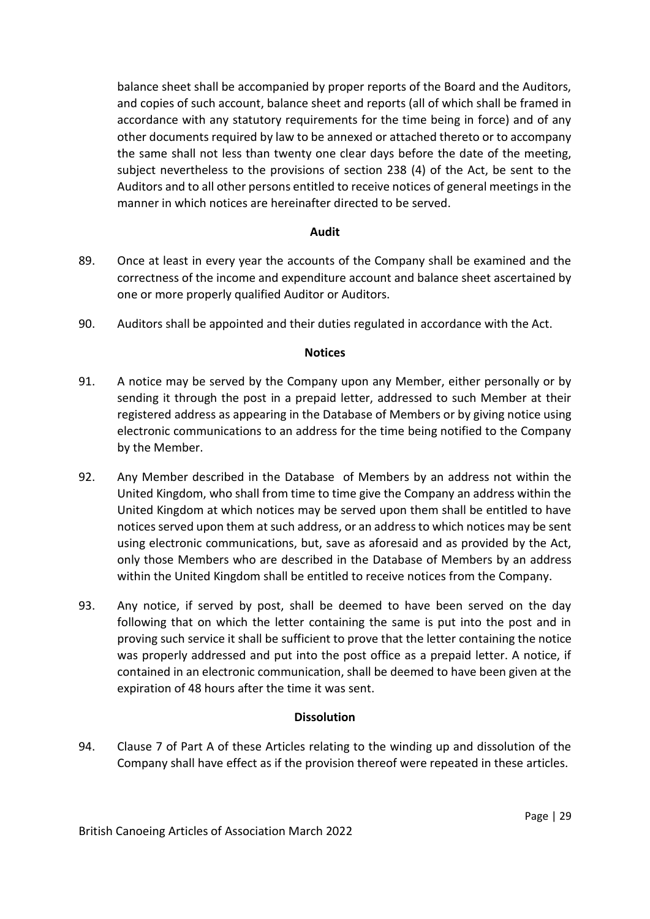balance sheet shall be accompanied by proper reports of the Board and the Auditors, and copies of such account, balance sheet and reports (all of which shall be framed in accordance with any statutory requirements for the time being in force) and of any other documents required by law to be annexed or attached thereto or to accompany the same shall not less than twenty one clear days before the date of the meeting, subject nevertheless to the provisions of section 238 (4) of the Act, be sent to the Auditors and to all other persons entitled to receive notices of general meetings in the manner in which notices are hereinafter directed to be served.

**Audit**

89. Once at least in every year the accounts of the Company shall be examined and the correctness of the income and expenditure account and balance sheet ascertained by one or more properly qualified Auditor or Auditors.

90. Auditors shall be appointed and their duties regulated in accordance with the Act.

**Notices**

91. A notice may be served by the Company upon any Member, either personally or by sending it through the post in a prepaid letter, addressed to such Member at their registered address as appearing in the Database of Members or by giving notice using electronic communications to an address for the time being notified to the Company by the Member.

92. Any Member described in the Database of Members by an address not within the United Kingdom, who shall from time to time give the Company an address within the United Kingdom at which notices may be served upon them shall be entitled to have notices served upon them at such address, or an address to which notices may be sent using electronic communications, but, save as aforesaid and as provided by the Act, only those Members who are described in the Database of Members by an address within the United Kingdom shall be entitled to receive notices from the Company.

93. Any notice, if served by post, shall be deemed to have been served on the day following that on which the letter containing the same is put into the post and in proving such service it shall be sufficient to prove that the letter containing the notice was properly addressed and put into the post office as a prepaid letter. A notice, if contained in an electronic communication, shall be deemed to have been given at the expiration of 48 hours after the time it was sent.

**Dissolution**

94. Clause 7 of Part A of these Articles relating to the winding up and dissolution of the Company shall have effect as if the provision thereof were repeated in these articles.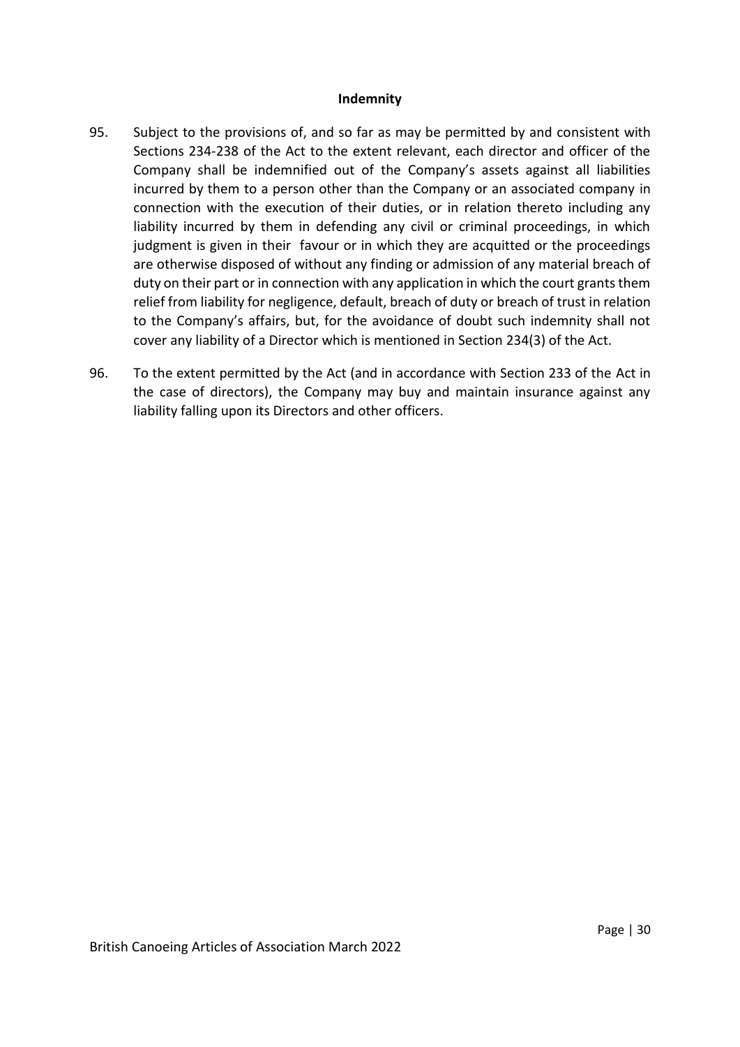## Indemnity

95. Subject to the provisions of, and so far as may be permitted by and consistent with Sections 234-238 of the Act to the extent relevant, each director and officer of the Company shall be indemnified out of the Company's assets against all liabilities incurred by them to a person other than the Company or an associated company in connection with the execution of their duties, or in relation thereto including any liability incurred by them in defending any civil or criminal proceedings, in which judgment is given in their favour or in which they are acquitted or the proceedings are otherwise disposed of without any finding or admission of any material breach of duty on their part or in connection with any application in which the court grants them relief from liability for negligence, default, breach of duty or breach of trust in relation to the Company's affairs, but, for the avoidance of doubt such indemnity shall not cover any liability of a Director which is mentioned in Section 234(3) of the Act.

96. To the extent permitted by the Act (and in accordance with Section 233 of the Act in the case of directors), the Company may buy and maintain insurance against any liability falling upon its Directors and other officers.